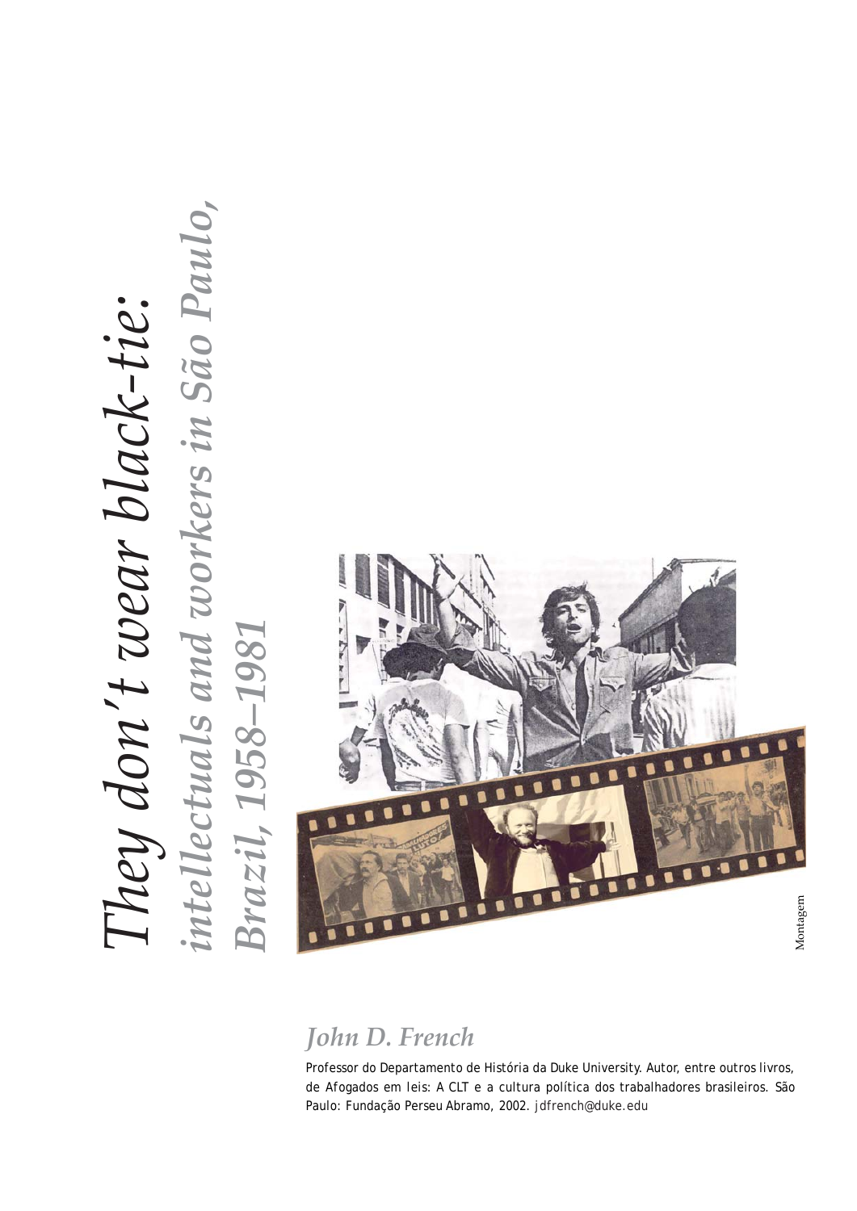# *They don't wear black-tie: intellectuals and workers in São Paulo, Brazil, 1958–1981*

Montagem

## *John D. French*

Professor do Departamento de História da Duke University. Autor, entre outros livros, de Afogados em leis: A CLT e a cultura política dos trabalhadores brasileiros. São Paulo: Fundação Perseu Abramo, 2002. jdfrench@duke.edu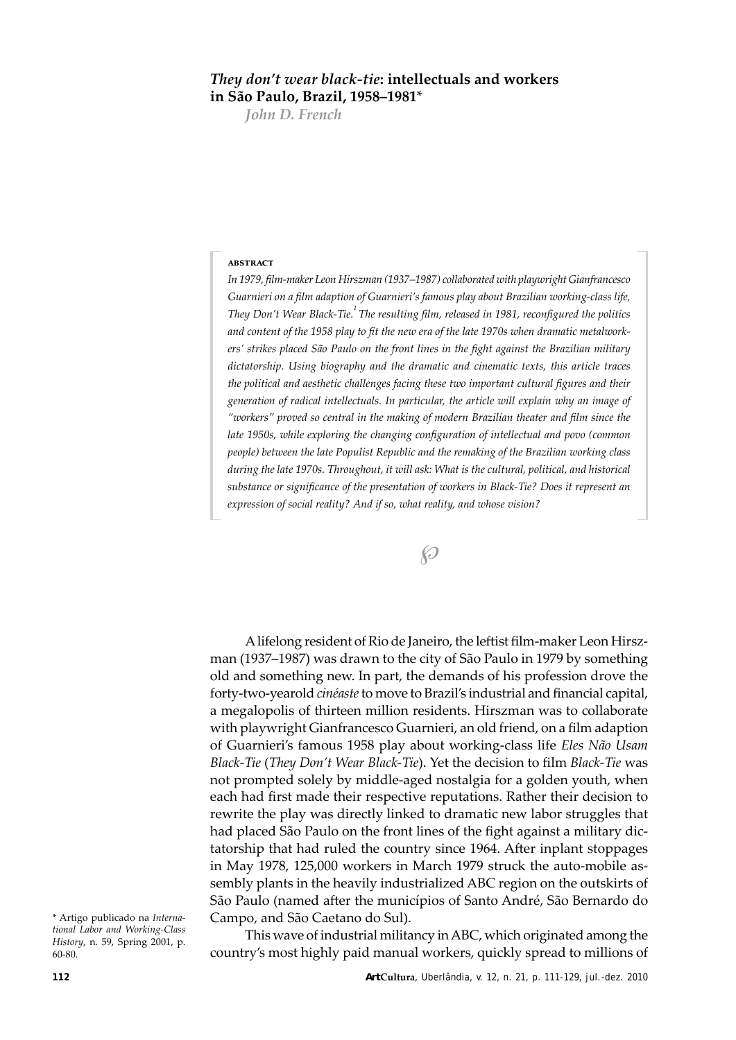## *They don't wear black-tie*: intellectuals and workers in São Paulo, Brazil, 1958–1981*

*John D. French*

**ABSTRACT**

*In 1979, film-maker Leon Hirszman (1937–1987) collaborated with playwright Gianfrancesco Guarnieri on a film adaption of Guarnieri's famous play about Brazilian working-class life, They Don't Wear Black-Tie.*[1] *The resulting film, released in 1981, reconfigured the politics and content of the 1958 play to fit the new era of the late 1970s when dramatic metalworkers' strikes placed São Paulo on the front lines in the fight against the Brazilian military dictatorship. Using biography and the dramatic and cinematic texts, this article traces the political and aesthetic challenges facing these two important cultural figures and their generation of radical intellectuals. In particular, the article will explain why an image of "workers" proved so central in the making of modern Brazilian theater and film since the late 1950s, while exploring the changing configuration of intellectual and povo (common people) between the late Populist Republic and the remaking of the Brazilian working class during the late 1970s. Throughout, it will ask: What is the cultural, political, and historical substance or significance of the presentation of workers in Black-Tie? Does it represent an expression of social reality? And if so, what reality, and whose vision?*

A lifelong resident of Rio de Janeiro, the leftist film-maker Leon Hirszman (1937–1987) was drawn to the city of São Paulo in 1979 by something old and something new. In part, the demands of his profession drove the forty-two-yearold *cinéaste* to move to Brazil's industrial and financial capital, a megalopolis of thirteen million residents. Hirszman was to collaborate with playwright Gianfrancesco Guarnieri, an old friend, on a film adaption of Guarnieri's famous 1958 play about working-class life *Eles Não Usam Black-Tie* (*They Don't Wear Black-Tie*). Yet the decision to film *Black-Tie* was not prompted solely by middle-aged nostalgia for a golden youth, when each had first made their respective reputations. Rather their decision to rewrite the play was directly linked to dramatic new labor struggles that had placed São Paulo on the front lines of the fight against a military dictatorship that had ruled the country since 1964. After inplant stoppages in May 1978, 125,000 workers in March 1979 struck the auto-mobile assembly plants in the heavily industrialized ABC region on the outskirts of São Paulo (named after the municípios of Santo André, São Bernardo do Campo, and São Caetano do Sul).

This wave of industrial militancy in ABC, which originated among the country's most highly paid manual workers, quickly spread to millions of

\* Artigo publicado na *International Labor and Working-Class History*, n. 59, Spring 2001, p. 60-80.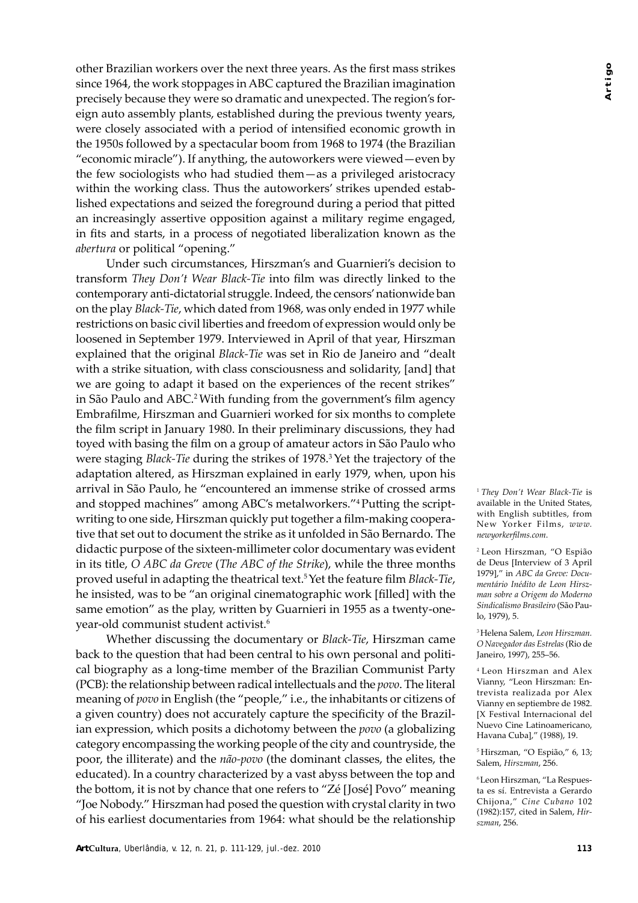other Brazilian workers over the next three years. As the first mass strikes since 1964, the work stoppages in ABC captured the Brazilian imagination precisely because they were so dramatic and unexpected. The region's foreign auto assembly plants, established during the previous twenty years, were closely associated with a period of intensified economic growth in the 1950s followed by a spectacular boom from 1968 to 1974 (the Brazilian "economic miracle"). If anything, the autoworkers were viewed—even by the few sociologists who had studied them—as a privileged aristocracy within the working class. Thus the autoworkers' strikes upended established expectations and seized the foreground during a period that pitted an increasingly assertive opposition against a military regime engaged, in fits and starts, in a process of negotiated liberalization known as the *abertura* or political "opening."

Under such circumstances, Hirszman's and Guarnieri's decision to transform *They Don't Wear Black-Tie* into film was directly linked to the contemporary anti-dictatorial struggle. Indeed, the censors' nationwide ban on the play *Black-Tie*, which dated from 1968, was only ended in 1977 while restrictions on basic civil liberties and freedom of expression would only be loosened in September 1979. Interviewed in April of that year, Hirszman explained that the original *Black-Tie* was set in Rio de Janeiro and "dealt with a strike situation, with class consciousness and solidarity, [and] that we are going to adapt it based on the experiences of the recent strikes" in São Paulo and ABC.[2] With funding from the government's film agency Embrafilme, Hirszman and Guarnieri worked for six months to complete the film script in January 1980. In their preliminary discussions, they had toyed with basing the film on a group of amateur actors in São Paulo who were staging *Black-Tie* during the strikes of 1978.[3] Yet the trajectory of the adaptation altered, as Hirszman explained in early 1979, when, upon his arrival in São Paulo, he "encountered an immense strike of crossed arms and stopped machines" among ABC's metalworkers."[4] Putting the scriptwriting to one side, Hirszman quickly put together a film-making cooperative that set out to document the strike as it unfolded in São Bernardo. The didactic purpose of the sixteen-millimeter color documentary was evident in its title, *O ABC da Greve* (*The ABC of the Strike*), while the three months proved useful in adapting the theatrical text.[5] Yet the feature film *Black-Tie*, he insisted, was to be "an original cinematographic work [filled] with the same emotion" as the play, written by Guarnieri in 1955 as a twenty-one-year-old communist student activist.[6]

Whether discussing the documentary or *Black-Tie*, Hirszman came back to the question that had been central to his own personal and political biography as a long-time member of the Brazilian Communist Party (PCB): the relationship between radical intellectuals and the *povo*. The literal meaning of *povo* in English (the "people," i.e., the inhabitants or citizens of a given country) does not accurately capture the specificity of the Brazilian expression, which posits a dichotomy between the *povo* (a globalizing category encompassing the working people of the city and countryside, the poor, the illiterate) and the *não-povo* (the dominant classes, the elites, the educated). In a country characterized by a vast abyss between the top and the bottom, it is not by chance that one refers to "Zé [José] Povo" meaning "Joe Nobody." Hirszman had posed the question with crystal clarity in two of his earliest documentaries from 1964: what should be the relationship

[1] *They Don't Wear Black-Tie* is available in the United States, with English subtitles, from New Yorker Films, *www.newyorkerfilms.com*.

[2] Leon Hirszman, "O Espião de Deus [Interview of 3 April 1979]," in *ABC da Greve: Documentário Inédito de Leon Hirszman sobre a Origem do Moderno Sindicalismo Brasileiro* (São Paulo, 1979), 5.

[3] Helena Salem, *Leon Hirszman. O Navegador das Estrelas* (Rio de Janeiro, 1997), 255–56.

[4] Leon Hirszman and Alex Vianny, "Leon Hirszman: Entrevista realizada por Alex Vianny en septiembre de 1982. [X Festival Internacional del Nuevo Cine Latinoamericano, Havana Cuba]," (1988), 19.

[5] Hirszman, "O Espião," 6, 13; Salem, *Hirszman*, 256.

[6] Leon Hirszman, "La Respuesta es sí. Entrevista a Gerardo Chijona," *Cine Cubano* 102 (1982):157, cited in Salem, *Hirszman*, 256.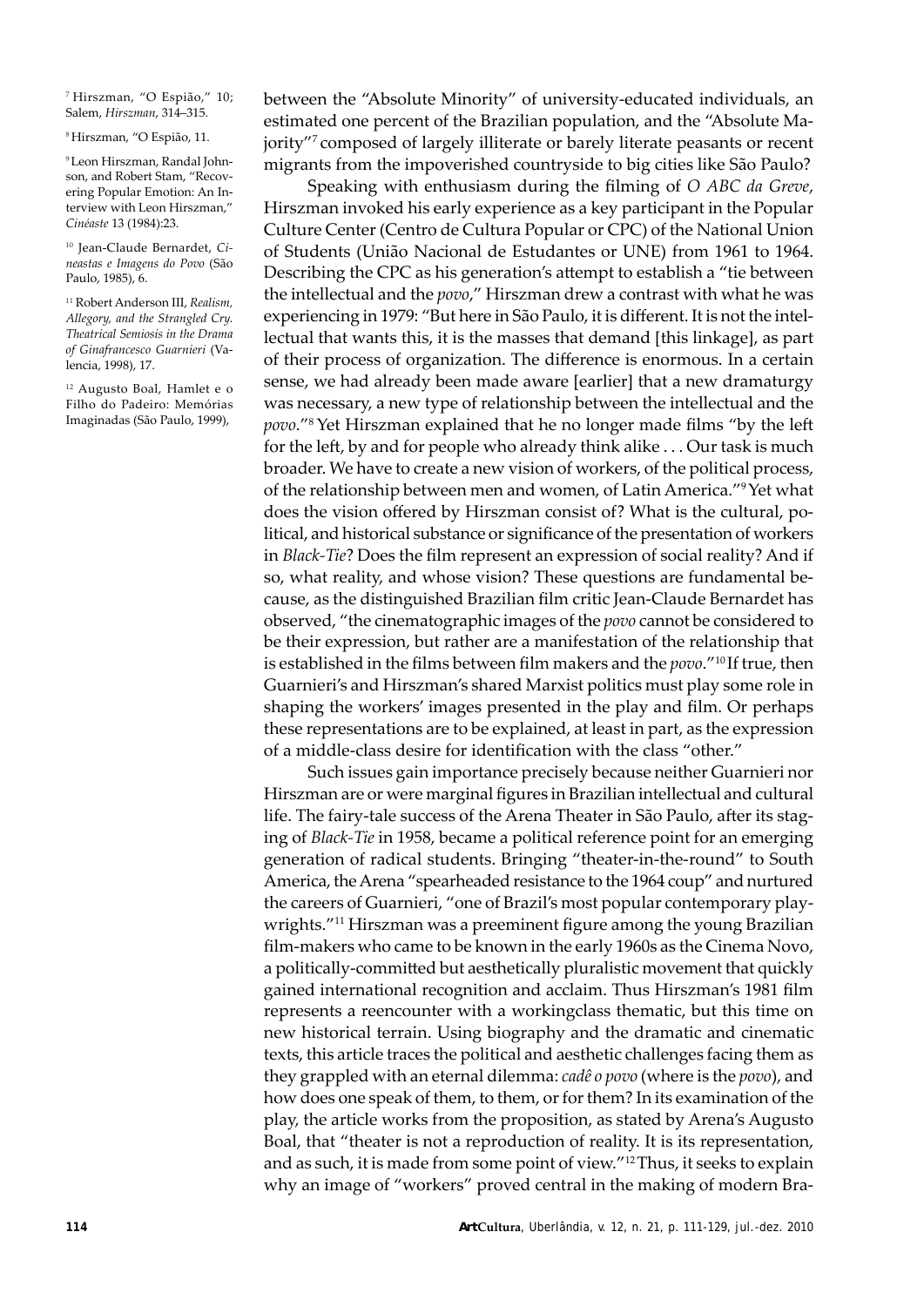between the "Absolute Minority" of university-educated individuals, an estimated one percent of the Brazilian population, and the "Absolute Majority"[7] composed of largely illiterate or barely literate peasants or recent migrants from the impoverished countryside to big cities like São Paulo?

Speaking with enthusiasm during the filming of *O ABC da Greve*, Hirszman invoked his early experience as a key participant in the Popular Culture Center (Centro de Cultura Popular or CPC) of the National Union of Students (União Nacional de Estudantes or UNE) from 1961 to 1964. Describing the CPC as his generation's attempt to establish a "tie between the intellectual and the *povo*," Hirszman drew a contrast with what he was experiencing in 1979: "But here in São Paulo, it is different. It is not the intellectual that wants this, it is the masses that demand [this linkage], as part of their process of organization. The difference is enormous. In a certain sense, we had already been made aware [earlier] that a new dramaturgy was necessary, a new type of relationship between the intellectual and the *povo*."[8] Yet Hirszman explained that he no longer made films "by the left for the left, by and for people who already think alike . . . Our task is much broader. We have to create a new vision of workers, of the political process, of the relationship between men and women, of Latin America."[9] Yet what does the vision offered by Hirszman consist of? What is the cultural, political, and historical substance or significance of the presentation of workers in *Black-Tie*? Does the film represent an expression of social reality? And if so, what reality, and whose vision? These questions are fundamental because, as the distinguished Brazilian film critic Jean-Claude Bernardet has observed, "the cinematographic images of the *povo* cannot be considered to be their expression, but rather are a manifestation of the relationship that is established in the films between film makers and the *povo*."[10] If true, then Guarnieri's and Hirszman's shared Marxist politics must play some role in shaping the workers' images presented in the play and film. Or perhaps these representations are to be explained, at least in part, as the expression of a middle-class desire for identification with the class "other."

Such issues gain importance precisely because neither Guarnieri nor Hirszman are or were marginal figures in Brazilian intellectual and cultural life. The fairy-tale success of the Arena Theater in São Paulo, after its staging of *Black-Tie* in 1958, became a political reference point for an emerging generation of radical students. Bringing "theater-in-the-round" to South America, the Arena "spearheaded resistance to the 1964 coup" and nurtured the careers of Guarnieri, "one of Brazil's most popular contemporary playwrights."[11] Hirszman was a preeminent figure among the young Brazilian film-makers who came to be known in the early 1960s as the Cinema Novo, a politically-committed but aesthetically pluralistic movement that quickly gained international recognition and acclaim. Thus Hirszman's 1981 film represents a reencounter with a workingclass thematic, but this time on new historical terrain. Using biography and the dramatic and cinematic texts, this article traces the political and aesthetic challenges facing them as they grappled with an eternal dilemma: *cadê o povo* (where is the *povo*), and how does one speak of them, to them, or for them? In its examination of the play, the article works from the proposition, as stated by Arena's Augusto Boal, that "theater is not a reproduction of reality. It is its representation, and as such, it is made from some point of view."[12] Thus, it seeks to explain why an image of "workers" proved central in the making of modern Bra-

---

[7] Hirszman, "O Espião," 10; Salem, *Hirszman*, 314–315.

[8] Hirszman, "O Espião, 11.

[9] Leon Hirszman, Randal Johnson, and Robert Stam, "Recovering Popular Emotion: An Interview with Leon Hirszman," *Cinéaste* 13 (1984):23.

[10] Jean-Claude Bernardet, *Cineastas e Imagens do Povo* (São Paulo, 1985), 6.

[11] Robert Anderson III, *Realism, Allegory, and the Strangled Cry. Theatrical Semiosis in the Drama of Ginafrancesco Guarnieri* (Valencia, 1998), 17.

[12] Augusto Boal, Hamlet e o Filho do Padeiro: Memórias Imaginadas (São Paulo, 1999),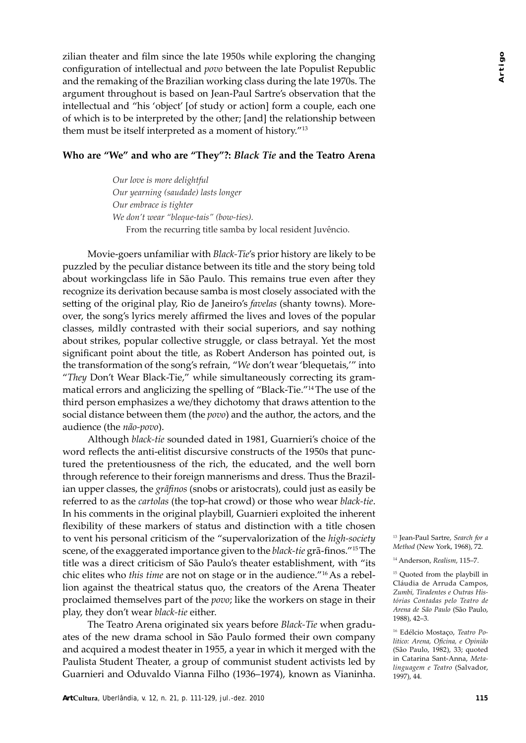zilian theater and film since the late 1950s while exploring the changing configuration of intellectual and *povo* between the late Populist Republic and the remaking of the Brazilian working class during the late 1970s. The argument throughout is based on Jean-Paul Sartre's observation that the intellectual and "his 'object' [of study or action] form a couple, each one of which is to be interpreted by the other; [and] the relationship between them must be itself interpreted as a moment of history."[13]

## Who are "We" and who are "They"?: *Black Tie* and the Teatro Arena

> *Our love is more delightful*
> *Our yearning (saudade) lasts longer*
> *Our embrace is tighter*
> *We don't wear "bleque-tais" (bow-ties).*
> From the recurring title samba by local resident Juvêncio.

Movie-goers unfamiliar with *Black-Tie*'s prior history are likely to be puzzled by the peculiar distance between its title and the story being told about workingclass life in São Paulo. This remains true even after they recognize its derivation because samba is most closely associated with the setting of the original play, Rio de Janeiro's *favelas* (shanty towns). Moreover, the song's lyrics merely affirmed the lives and loves of the popular classes, mildly contrasted with their social superiors, and say nothing about strikes, popular collective struggle, or class betrayal. Yet the most significant point about the title, as Robert Anderson has pointed out, is the transformation of the song's refrain, "*We* don't wear 'blequetais,'" into "*They* Don't Wear Black-Tie," while simultaneously correcting its grammatical errors and anglicizing the spelling of "Black-Tie."[14] The use of the third person emphasizes a we/they dichotomy that draws attention to the social distance between them (the *povo*) and the author, the actors, and the audience (the *não-povo*).

Although *black-tie* sounded dated in 1981, Guarnieri's choice of the word reflects the anti-elitist discursive constructs of the 1950s that punctured the pretentiousness of the rich, the educated, and the well born through reference to their foreign mannerisms and dress. Thus the Brazilian upper classes, the *grãfinos* (snobs or aristocrats), could just as easily be referred to as the *cartolas* (the top-hat crowd) or those who wear *black-tie*. In his comments in the original playbill, Guarnieri exploited the inherent flexibility of these markers of status and distinction with a title chosen to vent his personal criticism of the "supervalorization of the *high-society* scene, of the exaggerated importance given to the *black-tie* grã-finos."[15] The title was a direct criticism of São Paulo's theater establishment, with "its chic elites who *this time* are not on stage or in the audience."[16] As a rebellion against the theatrical status quo, the creators of the Arena Theater proclaimed themselves part of the *povo*; like the workers on stage in their play, they don't wear *black-tie* either.

The Teatro Arena originated six years before *Black-Tie* when graduates of the new drama school in São Paulo formed their own company and acquired a modest theater in 1955, a year in which it merged with the Paulista Student Theater, a group of communist student activists led by Guarnieri and Oduvaldo Vianna Filho (1936–1974), known as Vianinha.

[13] Jean-Paul Sartre, *Search for a Method* (New York, 1968), 72.

[14] Anderson, *Realism*, 115–7.

[15] Quoted from the playbill in Cláudia de Arruda Campos, *Zumbi, Tiradentes e Outras Histórias Contadas pelo Teatro de Arena de São Paulo* (São Paulo, 1988), 42–3.

[16] Edélcio Mostaço, *Teatro Político: Arena, Oficina, e Opinião* (São Paulo, 1982), 33; quoted in Catarina Sant-Anna, *Metalinguagem e Teatro* (Salvador, 1997), 44.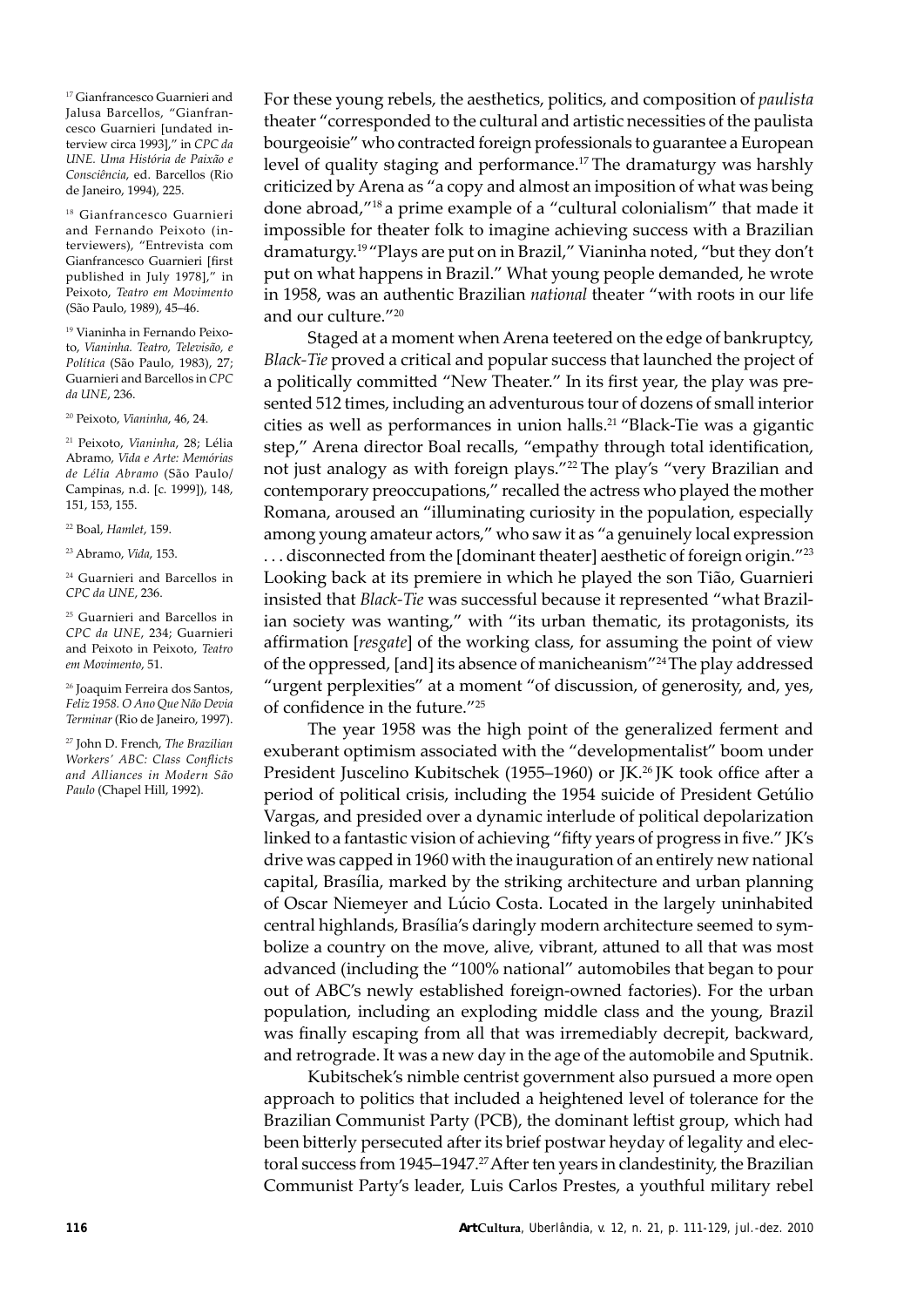For these young rebels, the aesthetics, politics, and composition of *paulista* theater "corresponded to the cultural and artistic necessities of the paulista bourgeoisie" who contracted foreign professionals to guarantee a European level of quality staging and performance.[17] The dramaturgy was harshly criticized by Arena as "a copy and almost an imposition of what was being done abroad,"[18] a prime example of a "cultural colonialism" that made it impossible for theater folk to imagine achieving success with a Brazilian dramaturgy.[19] "Plays are put on in Brazil," Vianinha noted, "but they don't put on what happens in Brazil." What young people demanded, he wrote in 1958, was an authentic Brazilian *national* theater "with roots in our life and our culture."[20]

Staged at a moment when Arena teetered on the edge of bankruptcy, *Black-Tie* proved a critical and popular success that launched the project of a politically committed "New Theater." In its first year, the play was presented 512 times, including an adventurous tour of dozens of small interior cities as well as performances in union halls.[21] "Black-Tie was a gigantic step," Arena director Boal recalls, "empathy through total identification, not just analogy as with foreign plays."[22] The play's "very Brazilian and contemporary preoccupations," recalled the actress who played the mother Romana, aroused an "illuminating curiosity in the population, especially among young amateur actors," who saw it as "a genuinely local expression . . . disconnected from the [dominant theater] aesthetic of foreign origin."[23] Looking back at its premiere in which he played the son Tião, Guarnieri insisted that *Black-Tie* was successful because it represented "what Brazilian society was wanting," with "its urban thematic, its protagonists, its affirmation [*resgate*] of the working class, for assuming the point of view of the oppressed, [and] its absence of manicheanism"[24] The play addressed "urgent perplexities" at a moment "of discussion, of generosity, and, yes, of confidence in the future."[25]

The year 1958 was the high point of the generalized ferment and exuberant optimism associated with the "developmentalist" boom under President Juscelino Kubitschek (1955–1960) or JK.[26] JK took office after a period of political crisis, including the 1954 suicide of President Getúlio Vargas, and presided over a dynamic interlude of political depolarization linked to a fantastic vision of achieving "fifty years of progress in five." JK's drive was capped in 1960 with the inauguration of an entirely new national capital, Brasília, marked by the striking architecture and urban planning of Oscar Niemeyer and Lúcio Costa. Located in the largely uninhabited central highlands, Brasília's daringly modern architecture seemed to symbolize a country on the move, alive, vibrant, attuned to all that was most advanced (including the "100% national" automobiles that began to pour out of ABC's newly established foreign-owned factories). For the urban population, including an exploding middle class and the young, Brazil was finally escaping from all that was irremediably decrepit, backward, and retrograde. It was a new day in the age of the automobile and Sputnik.

Kubitschek's nimble centrist government also pursued a more open approach to politics that included a heightened level of tolerance for the Brazilian Communist Party (PCB), the dominant leftist group, which had been bitterly persecuted after its brief postwar heyday of legality and electoral success from 1945–1947.[27] After ten years in clandestinity, the Brazilian Communist Party's leader, Luis Carlos Prestes, a youthful military rebel

---

[17] Gianfrancesco Guarnieri and Jalusa Barcellos, "Gianfrancesco Guarnieri [undated interview circa 1993]," in *CPC da UNE. Uma História de Paixão e Consciência*, ed. Barcellos (Rio de Janeiro, 1994), 225.

[18] Gianfrancesco Guarnieri and Fernando Peixoto (interviewers), "Entrevista com Gianfrancesco Guarnieri [first published in July 1978]," in Peixoto, *Teatro em Movimento* (São Paulo, 1989), 45–46.

[19] Vianinha in Fernando Peixoto, *Vianinha. Teatro, Televisão, e Política* (São Paulo, 1983), 27; Guarnieri and Barcellos in *CPC da UNE*, 236.

[20] Peixoto, *Vianinha*, 46, 24.

[21] Peixoto, *Vianinha*, 28; Lélia Abramo, *Vida e Arte: Memórias de Lélia Abramo* (São Paulo/Campinas, n.d. [c. 1999]), 148, 151, 153, 155.

[22] Boal, *Hamlet*, 159.

[23] Abramo, *Vida*, 153.

[24] Guarnieri and Barcellos in *CPC da UNE*, 236.

[25] Guarnieri and Barcellos in *CPC da UNE*, 234; Guarnieri and Peixoto in Peixoto, *Teatro em Movimento*, 51.

[26] Joaquim Ferreira dos Santos, *Feliz 1958. O Ano Que Não Devia Terminar* (Rio de Janeiro, 1997).

[27] John D. French, *The Brazilian Workers' ABC: Class Conflicts and Alliances in Modern São Paulo* (Chapel Hill, 1992).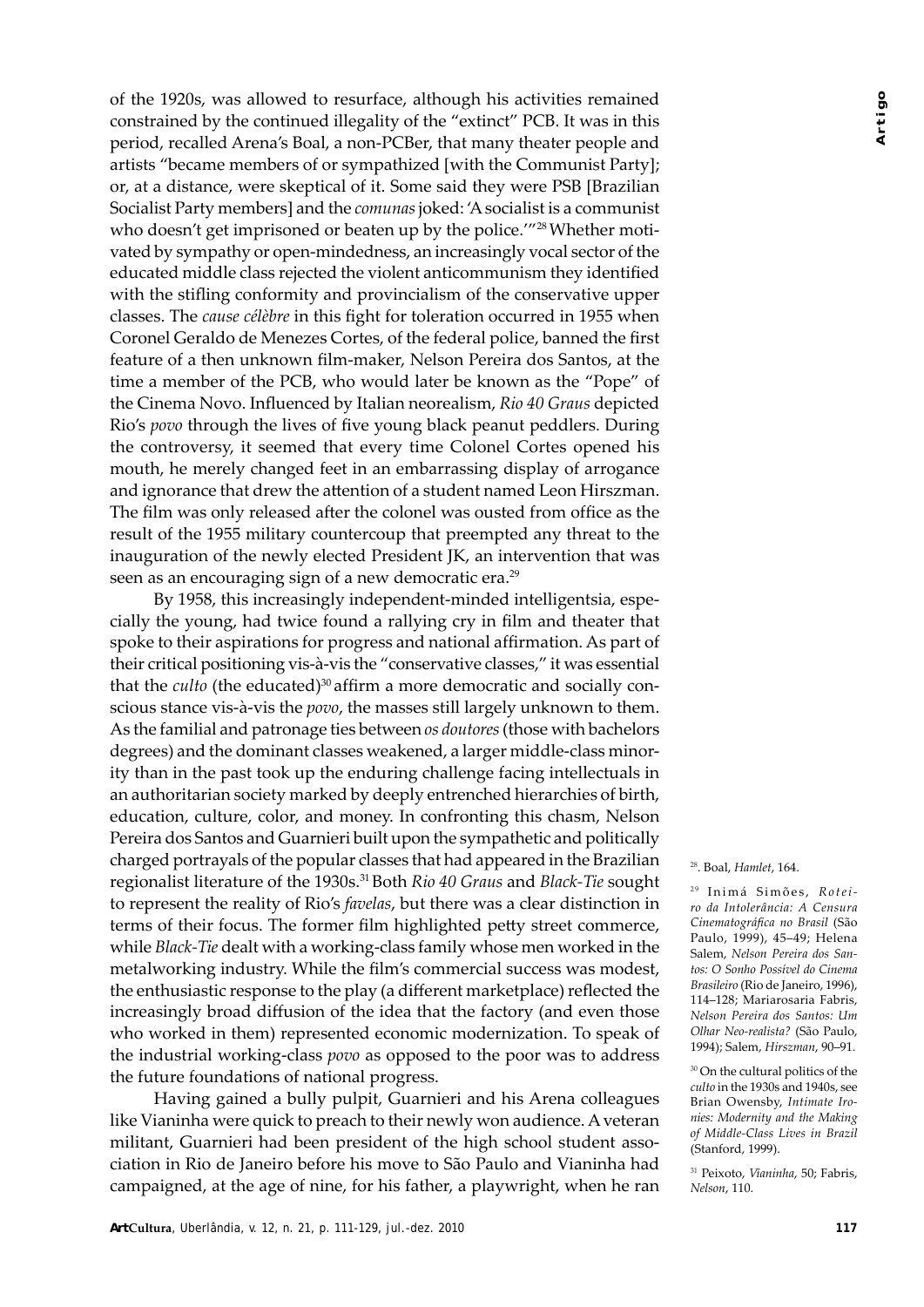of the 1920s, was allowed to resurface, although his activities remained constrained by the continued illegality of the "extinct" PCB. It was in this period, recalled Arena's Boal, a non-PCBer, that many theater people and artists "became members of or sympathized [with the Communist Party]; or, at a distance, were skeptical of it. Some said they were PSB [Brazilian Socialist Party members] and the *comunas* joked: 'A socialist is a communist who doesn't get imprisoned or beaten up by the police.'"[28] Whether motivated by sympathy or open-mindedness, an increasingly vocal sector of the educated middle class rejected the violent anticommunism they identified with the stifling conformity and provincialism of the conservative upper classes. The *cause célèbre* in this fight for toleration occurred in 1955 when Coronel Geraldo de Menezes Cortes, of the federal police, banned the first feature of a then unknown film-maker, Nelson Pereira dos Santos, at the time a member of the PCB, who would later be known as the "Pope" of the Cinema Novo. Influenced by Italian neorealism, *Rio 40 Graus* depicted Rio's *povo* through the lives of five young black peanut peddlers. During the controversy, it seemed that every time Colonel Cortes opened his mouth, he merely changed feet in an embarrassing display of arrogance and ignorance that drew the attention of a student named Leon Hirszman. The film was only released after the colonel was ousted from office as the result of the 1955 military countercoup that preempted any threat to the inauguration of the newly elected President JK, an intervention that was seen as an encouraging sign of a new democratic era.[29]

By 1958, this increasingly independent-minded intelligentsia, especially the young, had twice found a rallying cry in film and theater that spoke to their aspirations for progress and national affirmation. As part of their critical positioning vis-à-vis the "conservative classes," it was essential that the *culto* (the educated)[30] affirm a more democratic and socially conscious stance vis-à-vis the *povo*, the masses still largely unknown to them. As the familial and patronage ties between *os doutores* (those with bachelors degrees) and the dominant classes weakened, a larger middle-class minority than in the past took up the enduring challenge facing intellectuals in an authoritarian society marked by deeply entrenched hierarchies of birth, education, culture, color, and money. In confronting this chasm, Nelson Pereira dos Santos and Guarnieri built upon the sympathetic and politically charged portrayals of the popular classes that had appeared in the Brazilian regionalist literature of the 1930s.[31] Both *Rio 40 Graus* and *Black-Tie* sought to represent the reality of Rio's *favelas*, but there was a clear distinction in terms of their focus. The former film highlighted petty street commerce, while *Black-Tie* dealt with a working-class family whose men worked in the metalworking industry. While the film's commercial success was modest, the enthusiastic response to the play (a different marketplace) reflected the increasingly broad diffusion of the idea that the factory (and even those who worked in them) represented economic modernization. To speak of the industrial working-class *povo* as opposed to the poor was to address the future foundations of national progress.

Having gained a bully pulpit, Guarnieri and his Arena colleagues like Vianinha were quick to preach to their newly won audience. A veteran militant, Guarnieri had been president of the high school student association in Rio de Janeiro before his move to São Paulo and Vianinha had campaigned, at the age of nine, for his father, a playwright, when he ran

[28]. Boal, *Hamlet*, 164.

[29] Inimá Simões, *Roteiro da Intolerância: A Censura Cinematográfica no Brasil* (São Paulo, 1999), 45–49; Helena Salem, *Nelson Pereira dos Santos: O Sonho Possível do Cinema Brasileiro* (Rio de Janeiro, 1996), 114–128; Mariarosaria Fabris, *Nelson Pereira dos Santos: Um Olhar Neo-realista?* (São Paulo, 1994); Salem, *Hirszman*, 90–91.

[30] On the cultural politics of the *culto* in the 1930s and 1940s, see Brian Owensby, *Intimate Ironies: Modernity and the Making of Middle-Class Lives in Brazil* (Stanford, 1999).

[31] Peixoto, *Vianinha*, 50; Fabris, *Nelson*, 110.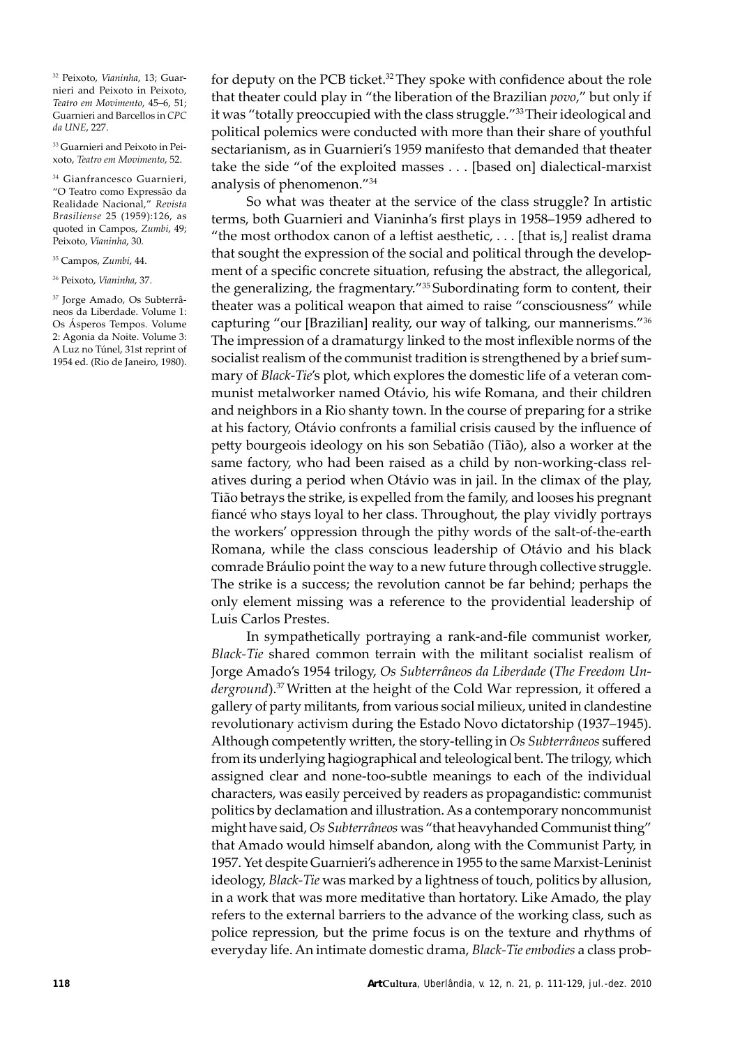for deputy on the PCB ticket.[32] They spoke with confidence about the role that theater could play in "the liberation of the Brazilian *povo*," but only if it was "totally preoccupied with the class struggle."[33] Their ideological and political polemics were conducted with more than their share of youthful sectarianism, as in Guarnieri's 1959 manifesto that demanded that theater take the side "of the exploited masses . . . [based on] dialectical-marxist analysis of phenomenon."[34]

So what was theater at the service of the class struggle? In artistic terms, both Guarnieri and Vianinha's first plays in 1958–1959 adhered to "the most orthodox canon of a leftist aesthetic, . . . [that is,] realist drama that sought the expression of the social and political through the development of a specific concrete situation, refusing the abstract, the allegorical, the generalizing, the fragmentary."[35] Subordinating form to content, their theater was a political weapon that aimed to raise "consciousness" while capturing "our [Brazilian] reality, our way of talking, our mannerisms."[36] The impression of a dramaturgy linked to the most inflexible norms of the socialist realism of the communist tradition is strengthened by a brief summary of *Black-Tie*'s plot, which explores the domestic life of a veteran communist metalworker named Otávio, his wife Romana, and their children and neighbors in a Rio shanty town. In the course of preparing for a strike at his factory, Otávio confronts a familial crisis caused by the influence of petty bourgeois ideology on his son Sebatião (Tião), also a worker at the same factory, who had been raised as a child by non-working-class relatives during a period when Otávio was in jail. In the climax of the play, Tião betrays the strike, is expelled from the family, and looses his pregnant fiancé who stays loyal to her class. Throughout, the play vividly portrays the workers' oppression through the pithy words of the salt-of-the-earth Romana, while the class conscious leadership of Otávio and his black comrade Bráulio point the way to a new future through collective struggle. The strike is a success; the revolution cannot be far behind; perhaps the only element missing was a reference to the providential leadership of Luis Carlos Prestes.

In sympathetically portraying a rank-and-file communist worker, *Black-Tie* shared common terrain with the militant socialist realism of Jorge Amado's 1954 trilogy, *Os Subterrâneos da Liberdade* (*The Freedom Underground*).[37] Written at the height of the Cold War repression, it offered a gallery of party militants, from various social milieux, united in clandestine revolutionary activism during the Estado Novo dictatorship (1937–1945). Although competently written, the story-telling in *Os Subterrâneos* suffered from its underlying hagiographical and teleological bent. The trilogy, which assigned clear and none-too-subtle meanings to each of the individual characters, was easily perceived by readers as propagandistic: communist politics by declamation and illustration. As a contemporary noncommunist might have said, *Os Subterrâneos* was "that heavyhanded Communist thing" that Amado would himself abandon, along with the Communist Party, in 1957. Yet despite Guarnieri's adherence in 1955 to the same Marxist-Leninist ideology, *Black-Tie* was marked by a lightness of touch, politics by allusion, in a work that was more meditative than hortatory. Like Amado, the play refers to the external barriers to the advance of the working class, such as police repression, but the prime focus is on the texture and rhythms of everyday life. An intimate domestic drama, *Black-Tie embodies* a class prob-

---

[32] Peixoto, *Vianinha*, 13; Guarnieri and Peixoto in Peixoto, *Teatro em Movimento*, 45–6, 51; Guarnieri and Barcellos in *CPC da UNE*, 227.

[33] Guarnieri and Peixoto in Peixoto, *Teatro em Movimento*, 52.

[34] Gianfrancesco Guarnieri, "O Teatro como Expressão da Realidade Nacional," *Revista Brasiliense* 25 (1959):126, as quoted in Campos, *Zumbi*, 49; Peixoto, *Vianinha*, 30.

[35] Campos, *Zumbi*, 44.

[36] Peixoto, *Vianinha*, 37.

[37] Jorge Amado, Os Subterrâneos da Liberdade. Volume 1: Os Ásperos Tempos. Volume 2: Agonia da Noite. Volume 3: A Luz no Túnel, 31st reprint of 1954 ed. (Rio de Janeiro, 1980).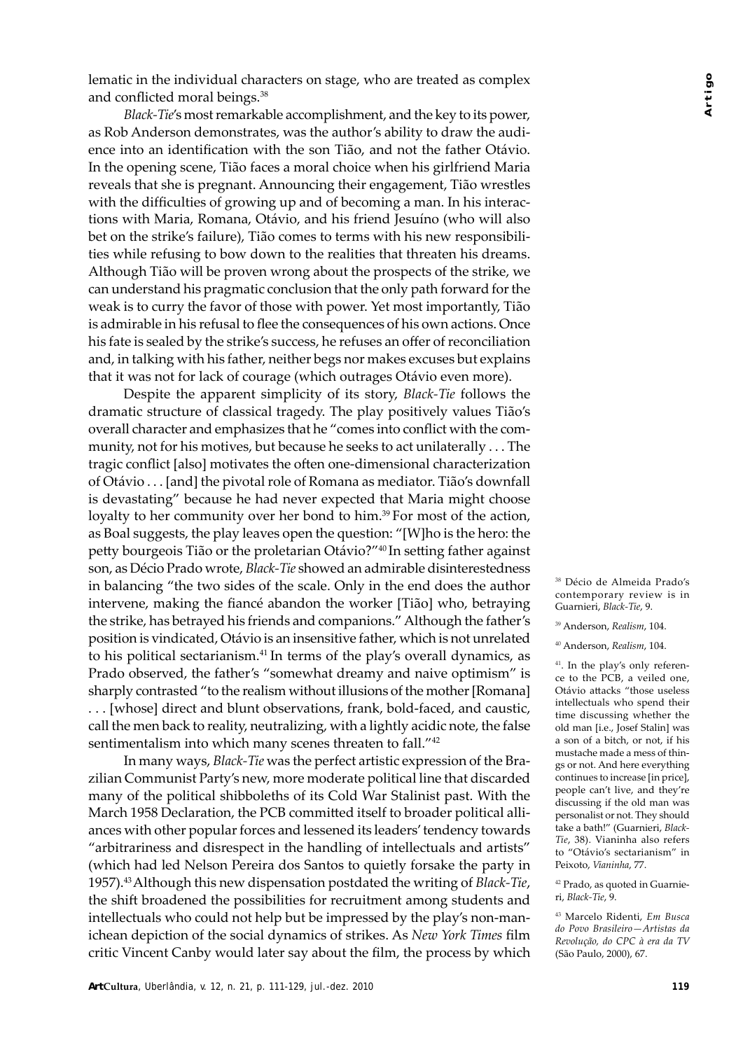lematic in the individual characters on stage, who are treated as complex and conflicted moral beings.[38]

*Black-Tie*'s most remarkable accomplishment, and the key to its power, as Rob Anderson demonstrates, was the author's ability to draw the audience into an identification with the son Tião, and not the father Otávio. In the opening scene, Tião faces a moral choice when his girlfriend Maria reveals that she is pregnant. Announcing their engagement, Tião wrestles with the difficulties of growing up and of becoming a man. In his interactions with Maria, Romana, Otávio, and his friend Jesuíno (who will also bet on the strike's failure), Tião comes to terms with his new responsibilities while refusing to bow down to the realities that threaten his dreams. Although Tião will be proven wrong about the prospects of the strike, we can understand his pragmatic conclusion that the only path forward for the weak is to curry the favor of those with power. Yet most importantly, Tião is admirable in his refusal to flee the consequences of his own actions. Once his fate is sealed by the strike's success, he refuses an offer of reconciliation and, in talking with his father, neither begs nor makes excuses but explains that it was not for lack of courage (which outrages Otávio even more).

Despite the apparent simplicity of its story, *Black-Tie* follows the dramatic structure of classical tragedy. The play positively values Tião's overall character and emphasizes that he "comes into conflict with the community, not for his motives, but because he seeks to act unilaterally . . . The tragic conflict [also] motivates the often one-dimensional characterization of Otávio . . . [and] the pivotal role of Romana as mediator. Tião's downfall is devastating" because he had never expected that Maria might choose loyalty to her community over her bond to him.[39] For most of the action, as Boal suggests, the play leaves open the question: "[W]ho is the hero: the petty bourgeois Tião or the proletarian Otávio?"[40] In setting father against son, as Décio Prado wrote, *Black-Tie* showed an admirable disinterestedness in balancing "the two sides of the scale. Only in the end does the author intervene, making the fiancé abandon the worker [Tião] who, betraying the strike, has betrayed his friends and companions." Although the father's position is vindicated, Otávio is an insensitive father, which is not unrelated to his political sectarianism.[41] In terms of the play's overall dynamics, as Prado observed, the father's "somewhat dreamy and naive optimism" is sharply contrasted "to the realism without illusions of the mother [Romana] . . . [whose] direct and blunt observations, frank, bold-faced, and caustic, call the men back to reality, neutralizing, with a lightly acidic note, the false sentimentalism into which many scenes threaten to fall."[42]

In many ways, *Black-Tie* was the perfect artistic expression of the Brazilian Communist Party's new, more moderate political line that discarded many of the political shibboleths of its Cold War Stalinist past. With the March 1958 Declaration, the PCB committed itself to broader political alliances with other popular forces and lessened its leaders' tendency towards "arbitrariness and disrespect in the handling of intellectuals and artists" (which had led Nelson Pereira dos Santos to quietly forsake the party in 1957).[43] Although this new dispensation postdated the writing of *Black-Tie*, the shift broadened the possibilities for recruitment among students and intellectuals who could not help but be impressed by the play's non-manichean depiction of the social dynamics of strikes. As *New York Times* film critic Vincent Canby would later say about the film, the process by which

---

[38] Décio de Almeida Prado's contemporary review is in Guarnieri, *Black-Tie*, 9.

[39] Anderson, *Realism*, 104.

[40] Anderson, *Realism*, 104.

[41] In the play's only reference to the PCB, a veiled one, Otávio attacks "those useless intellectuals who spend their time discussing whether the old man [i.e., Josef Stalin] was a son of a bitch, or not, if his mustache made a mess of things or not. And here everything continues to increase [in price], people can't live, and they're discussing if the old man was personalist or not. They should take a bath!" (Guarnieri, *Black-Tie*, 38). Vianinha also refers to "Otávio's sectarianism" in Peixoto, *Vianinha*, 77.

[42] Prado, as quoted in Guarnieri, *Black-Tie*, 9.

[43] Marcelo Ridenti, *Em Busca do Povo Brasileiro—Artistas da Revolução, do CPC à era da TV* (São Paulo, 2000), 67.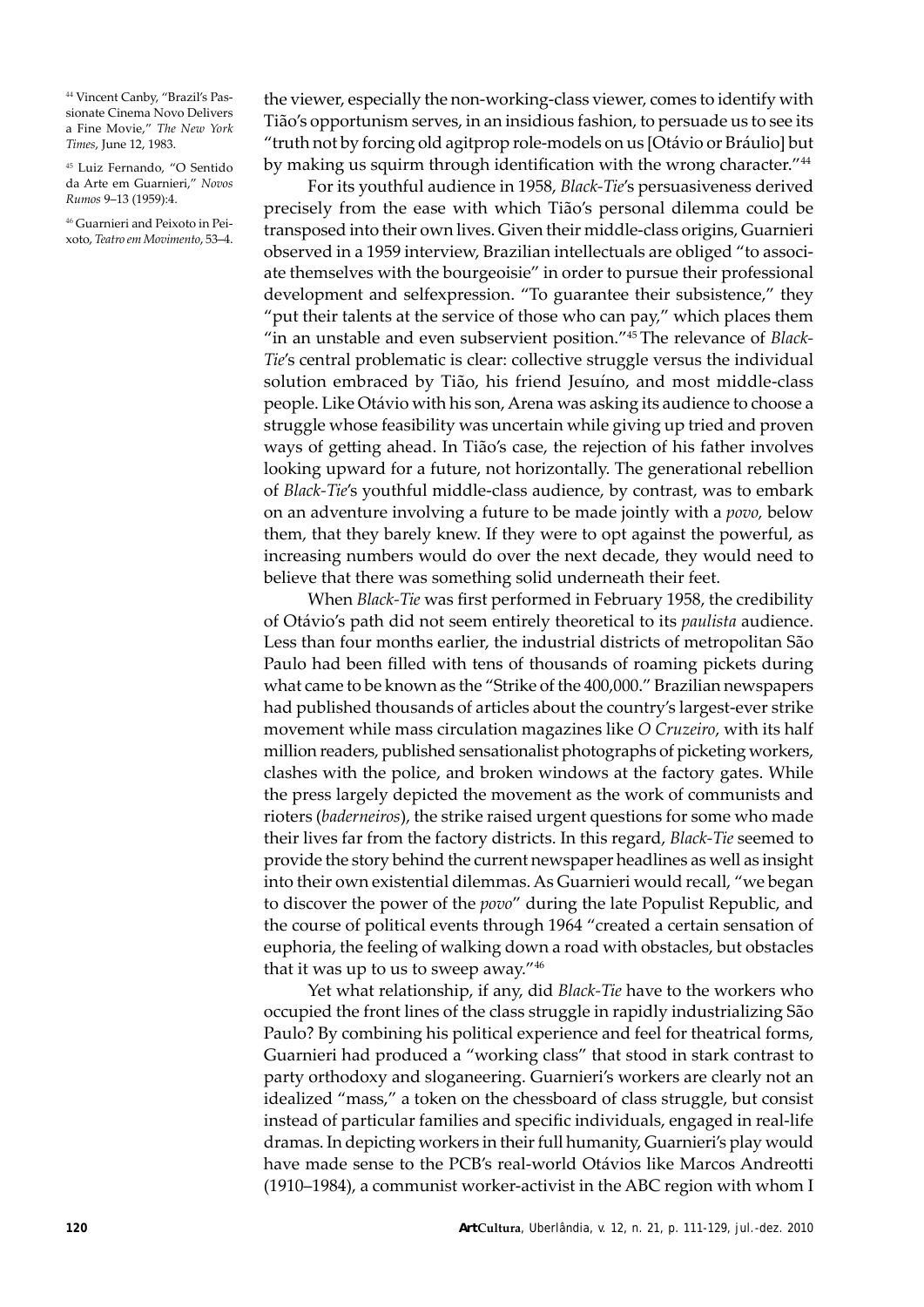the viewer, especially the non-working-class viewer, comes to identify with Tião's opportunism serves, in an insidious fashion, to persuade us to see its "truth not by forcing old agitprop role-models on us [Otávio or Bráulio] but by making us squirm through identification with the wrong character."[44]

For its youthful audience in 1958, *Black-Tie*'s persuasiveness derived precisely from the ease with which Tião's personal dilemma could be transposed into their own lives. Given their middle-class origins, Guarnieri observed in a 1959 interview, Brazilian intellectuals are obliged "to associate themselves with the bourgeoisie" in order to pursue their professional development and selfexpression. "To guarantee their subsistence," they "put their talents at the service of those who can pay," which places them "in an unstable and even subservient position."[45] The relevance of *Black-Tie*'s central problematic is clear: collective struggle versus the individual solution embraced by Tião, his friend Jesuíno, and most middle-class people. Like Otávio with his son, Arena was asking its audience to choose a struggle whose feasibility was uncertain while giving up tried and proven ways of getting ahead. In Tião's case, the rejection of his father involves looking upward for a future, not horizontally. The generational rebellion of *Black-Tie*'s youthful middle-class audience, by contrast, was to embark on an adventure involving a future to be made jointly with a *povo,* below them, that they barely knew. If they were to opt against the powerful, as increasing numbers would do over the next decade, they would need to believe that there was something solid underneath their feet.

When *Black-Tie* was first performed in February 1958, the credibility of Otávio's path did not seem entirely theoretical to its *paulista* audience. Less than four months earlier, the industrial districts of metropolitan São Paulo had been filled with tens of thousands of roaming pickets during what came to be known as the "Strike of the 400,000." Brazilian newspapers had published thousands of articles about the country's largest-ever strike movement while mass circulation magazines like *O Cruzeiro*, with its half million readers, published sensationalist photographs of picketing workers, clashes with the police, and broken windows at the factory gates. While the press largely depicted the movement as the work of communists and rioters (*baderneiros*), the strike raised urgent questions for some who made their lives far from the factory districts. In this regard, *Black-Tie* seemed to provide the story behind the current newspaper headlines as well as insight into their own existential dilemmas. As Guarnieri would recall, "we began to discover the power of the *povo*" during the late Populist Republic, and the course of political events through 1964 "created a certain sensation of euphoria, the feeling of walking down a road with obstacles, but obstacles that it was up to us to sweep away."[46]

Yet what relationship, if any, did *Black-Tie* have to the workers who occupied the front lines of the class struggle in rapidly industrializing São Paulo? By combining his political experience and feel for theatrical forms, Guarnieri had produced a "working class" that stood in stark contrast to party orthodoxy and sloganeering. Guarnieri's workers are clearly not an idealized "mass," a token on the chessboard of class struggle, but consist instead of particular families and specific individuals, engaged in real-life dramas. In depicting workers in their full humanity, Guarnieri's play would have made sense to the PCB's real-world Otávios like Marcos Andreotti (1910–1984), a communist worker-activist in the ABC region with whom I

[44] Vincent Canby, "Brazil's Passionate Cinema Novo Delivers a Fine Movie," *The New York Times*, June 12, 1983.

[45] Luiz Fernando, "O Sentido da Arte em Guarnieri," *Novos Rumos* 9–13 (1959):4.

[46] Guarnieri and Peixoto in Peixoto, *Teatro em Movimento*, 53–4.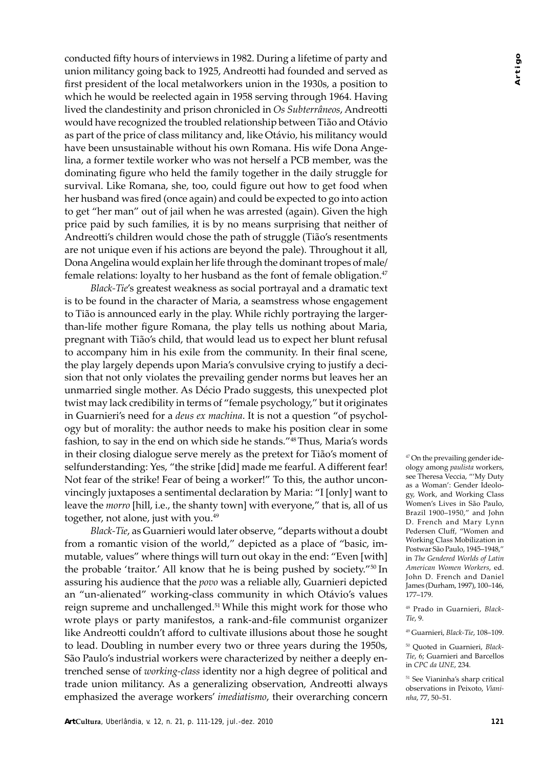conducted fifty hours of interviews in 1982. During a lifetime of party and union militancy going back to 1925, Andreotti had founded and served as first president of the local metalworkers union in the 1930s, a position to which he would be reelected again in 1958 serving through 1964. Having lived the clandestinity and prison chronicled in *Os Subterrâneos*, Andreotti would have recognized the troubled relationship between Tião and Otávio as part of the price of class militancy and, like Otávio, his militancy would have been unsustainable without his own Romana. His wife Dona Angelina, a former textile worker who was not herself a PCB member, was the dominating figure who held the family together in the daily struggle for survival. Like Romana, she, too, could figure out how to get food when her husband was fired (once again) and could be expected to go into action to get "her man" out of jail when he was arrested (again). Given the high price paid by such families, it is by no means surprising that neither of Andreotti's children would chose the path of struggle (Tião's resentments are not unique even if his actions are beyond the pale). Throughout it all, Dona Angelina would explain her life through the dominant tropes of male/female relations: loyalty to her husband as the font of female obligation.[47]

*Black-Tie*'s greatest weakness as social portrayal and a dramatic text is to be found in the character of Maria, a seamstress whose engagement to Tião is announced early in the play. While richly portraying the larger-than-life mother figure Romana, the play tells us nothing about Maria, pregnant with Tião's child, that would lead us to expect her blunt refusal to accompany him in his exile from the community. In their final scene, the play largely depends upon Maria's convulsive crying to justify a decision that not only violates the prevailing gender norms but leaves her an unmarried single mother. As Décio Prado suggests, this unexpected plot twist may lack credibility in terms of "female psychology," but it originates in Guarnieri's need for a *deus ex machina*. It is not a question "of psychology but of morality: the author needs to make his position clear in some fashion, to say in the end on which side he stands."[48] Thus, Maria's words in their closing dialogue serve merely as the pretext for Tião's moment of selfunderstanding: Yes, "the strike [did] made me fearful. A different fear! Not fear of the strike! Fear of being a worker!" To this, the author unconvincingly juxtaposes a sentimental declaration by Maria: "I [only] want to leave the *morro* [hill, i.e., the shanty town] with everyone," that is, all of us together, not alone, just with you.[49]

*Black-Tie*, as Guarnieri would later observe, "departs without a doubt from a romantic vision of the world," depicted as a place of "basic, immutable, values" where things will turn out okay in the end: "Even [with] the probable 'traitor.' All know that he is being pushed by society."[50] In assuring his audience that the *povo* was a reliable ally, Guarnieri depicted an "un-alienated" working-class community in which Otávio's values reign supreme and unchallenged.[51] While this might work for those who wrote plays or party manifestos, a rank-and-file communist organizer like Andreotti couldn't afford to cultivate illusions about those he sought to lead. Doubling in number every two or three years during the 1950s, São Paulo's industrial workers were characterized by neither a deeply entrenched sense of *working-class* identity nor a high degree of political and trade union militancy. As a generalizing observation, Andreotti always emphasized the average workers' *imediatismo*, their overarching concern

[47] On the prevailing gender ideology among *paulista* workers, see Theresa Veccia, "'My Duty as a Woman': Gender Ideology, Work, and Working Class Women's Lives in São Paulo, Brazil 1900–1950," and John D. French and Mary Lynn Pedersen Cluff, "Women and Working Class Mobilization in Postwar São Paulo, 1945–1948," in *The Gendered Worlds of Latin American Women Workers*, ed. John D. French and Daniel James (Durham, 1997), 100–146, 177–179.

[48] Prado in Guarnieri, *Black-Tie*, 9.

[49] Guarnieri, *Black-Tie*, 108–109.

[50] Quoted in Guarnieri, *Black-Tie*, 6; Guarnieri and Barcellos in *CPC da UNE*, 234.

[51] See Vianinha's sharp critical observations in Peixoto, *Vianinha*, 77, 50–51.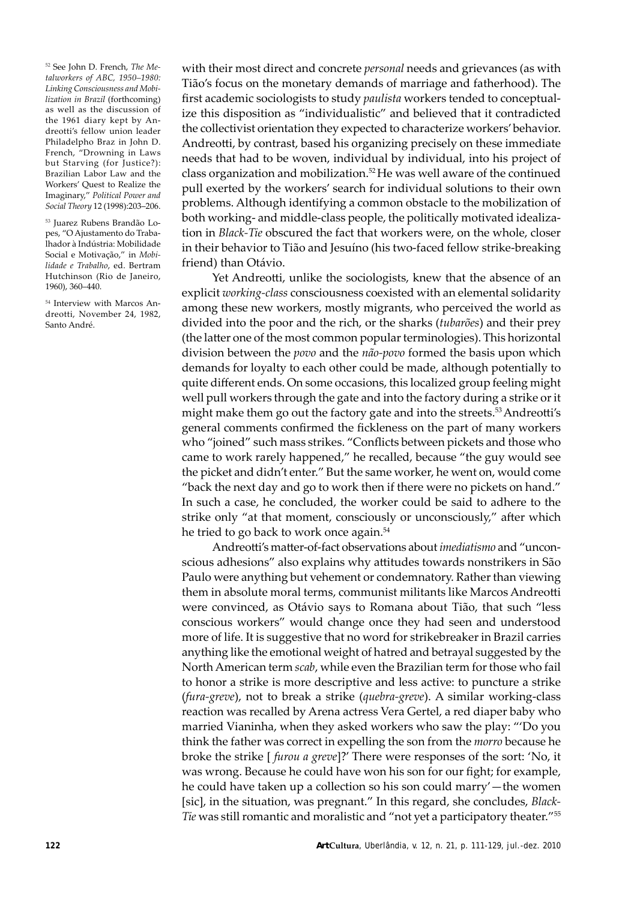with their most direct and concrete *personal* needs and grievances (as with Tião's focus on the monetary demands of marriage and fatherhood). The first academic sociologists to study *paulista* workers tended to conceptualize this disposition as "individualistic" and believed that it contradicted the collectivist orientation they expected to characterize workers' behavior. Andreotti, by contrast, based his organizing precisely on these immediate needs that had to be woven, individual by individual, into his project of class organization and mobilization.[52] He was well aware of the continued pull exerted by the workers' search for individual solutions to their own problems. Although identifying a common obstacle to the mobilization of both working- and middle-class people, the politically motivated idealization in *Black-Tie* obscured the fact that workers were, on the whole, closer in their behavior to Tião and Jesuíno (his two-faced fellow strike-breaking friend) than Otávio.

Yet Andreotti, unlike the sociologists, knew that the absence of an explicit *working-class* consciousness coexisted with an elemental solidarity among these new workers, mostly migrants, who perceived the world as divided into the poor and the rich, or the sharks (*tubarões*) and their prey (the latter one of the most common popular terminologies). This horizontal division between the *povo* and the *não-povo* formed the basis upon which demands for loyalty to each other could be made, although potentially to quite different ends. On some occasions, this localized group feeling might well pull workers through the gate and into the factory during a strike or it might make them go out the factory gate and into the streets.[53] Andreotti's general comments confirmed the fickleness on the part of many workers who "joined" such mass strikes. "Conflicts between pickets and those who came to work rarely happened," he recalled, because "the guy would see the picket and didn't enter." But the same worker, he went on, would come "back the next day and go to work then if there were no pickets on hand." In such a case, he concluded, the worker could be said to adhere to the strike only "at that moment, consciously or unconsciously," after which he tried to go back to work once again.[54]

Andreotti's matter-of-fact observations about *imediatismo* and "unconscious adhesions" also explains why attitudes towards nonstrikers in São Paulo were anything but vehement or condemnatory. Rather than viewing them in absolute moral terms, communist militants like Marcos Andreotti were convinced, as Otávio says to Romana about Tião, that such "less conscious workers" would change once they had seen and understood more of life. It is suggestive that no word for strikebreaker in Brazil carries anything like the emotional weight of hatred and betrayal suggested by the North American term *scab*, while even the Brazilian term for those who fail to honor a strike is more descriptive and less active: to puncture a strike (*fura-greve*), not to break a strike (*quebra-greve*). A similar working-class reaction was recalled by Arena actress Vera Gertel, a red diaper baby who married Vianinha, when they asked workers who saw the play: "'Do you think the father was correct in expelling the son from the *morro* because he broke the strike [ *furou a greve*]?' There were responses of the sort: 'No, it was wrong. Because he could have won his son for our fight; for example, he could have taken up a collection so his son could marry'—the women [sic], in the situation, was pregnant." In this regard, she concludes, *Black-Tie* was still romantic and moralistic and "not yet a participatory theater."[55]

---

[52] See John D. French, *The Metalworkers of ABC, 1950–1980: Linking Consciousness and Mobilization in Brazil* (forthcoming) as well as the discussion of the 1961 diary kept by Andreotti's fellow union leader Philadelpho Braz in John D. French, "Drowning in Laws but Starving (for Justice?): Brazilian Labor Law and the Workers' Quest to Realize the Imaginary," *Political Power and Social Theory* 12 (1998):203–206.

[53] Juarez Rubens Brandão Lopes, "O Ajustamento do Trabalhador à Indústria: Mobilidade Social e Motivação," in *Mobilidade e Trabalho*, ed. Bertram Hutchinson (Rio de Janeiro, 1960), 360–440.

[54] Interview with Marcos Andreotti, November 24, 1982, Santo André.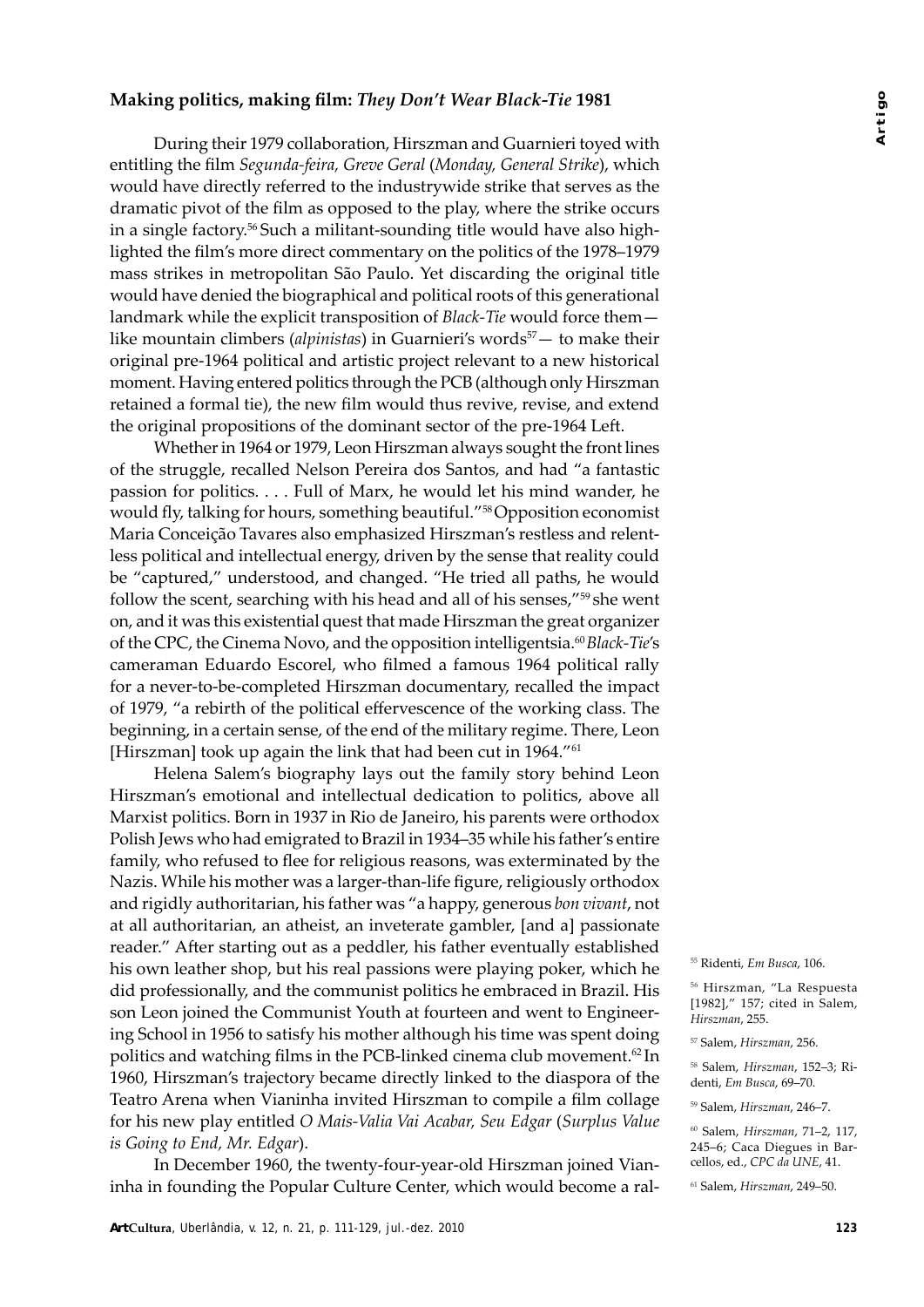### Making politics, making film: *They Don't Wear Black-Tie* 1981

During their 1979 collaboration, Hirszman and Guarnieri toyed with entitling the film *Segunda-feira, Greve Geral* (*Monday, General Strike*), which would have directly referred to the industrywide strike that serves as the dramatic pivot of the film as opposed to the play, where the strike occurs in a single factory.[56] Such a militant-sounding title would have also highlighted the film's more direct commentary on the politics of the 1978–1979 mass strikes in metropolitan São Paulo. Yet discarding the original title would have denied the biographical and political roots of this generational landmark while the explicit transposition of *Black-Tie* would force them—like mountain climbers (*alpinistas*) in Guarnieri's words[57]— to make their original pre-1964 political and artistic project relevant to a new historical moment. Having entered politics through the PCB (although only Hirszman retained a formal tie), the new film would thus revive, revise, and extend the original propositions of the dominant sector of the pre-1964 Left.

Whether in 1964 or 1979, Leon Hirszman always sought the front lines of the struggle, recalled Nelson Pereira dos Santos, and had "a fantastic passion for politics. . . . Full of Marx, he would let his mind wander, he would fly, talking for hours, something beautiful."[58] Opposition economist Maria Conceição Tavares also emphasized Hirszman's restless and relentless political and intellectual energy, driven by the sense that reality could be "captured," understood, and changed. "He tried all paths, he would follow the scent, searching with his head and all of his senses,"[59] she went on, and it was this existential quest that made Hirszman the great organizer of the CPC, the Cinema Novo, and the opposition intelligentsia.[60] *Black-Tie*'s cameraman Eduardo Escorel, who filmed a famous 1964 political rally for a never-to-be-completed Hirszman documentary, recalled the impact of 1979, "a rebirth of the political effervescence of the working class. The beginning, in a certain sense, of the end of the military regime. There, Leon [Hirszman] took up again the link that had been cut in 1964."[61]

Helena Salem's biography lays out the family story behind Leon Hirszman's emotional and intellectual dedication to politics, above all Marxist politics. Born in 1937 in Rio de Janeiro, his parents were orthodox Polish Jews who had emigrated to Brazil in 1934–35 while his father's entire family, who refused to flee for religious reasons, was exterminated by the Nazis. While his mother was a larger-than-life figure, religiously orthodox and rigidly authoritarian, his father was "a happy, generous *bon vivant*, not at all authoritarian, an atheist, an inveterate gambler, [and a] passionate reader." After starting out as a peddler, his father eventually established his own leather shop, but his real passions were playing poker, which he did professionally, and the communist politics he embraced in Brazil. His son Leon joined the Communist Youth at fourteen and went to Engineering School in 1956 to satisfy his mother although his time was spent doing politics and watching films in the PCB-linked cinema club movement.[62] In 1960, Hirszman's trajectory became directly linked to the diaspora of the Teatro Arena when Vianinha invited Hirszman to compile a film collage for his new play entitled *O Mais-Valia Vai Acabar, Seu Edgar* (*Surplus Value is Going to End, Mr. Edgar*).

In December 1960, the twenty-four-year-old Hirszman joined Vianinha in founding the Popular Culture Center, which would become a ral-

[55] Ridenti, *Em Busca*, 106.

[56] Hirszman, "La Respuesta [1982]," 157; cited in Salem, *Hirszman*, 255.

[57] Salem, *Hirszman*, 256.

[58] Salem, *Hirszman*, 152–3; Ridenti, *Em Busca*, 69–70.

[59] Salem, *Hirszman*, 246–7.

[60] Salem, *Hirszman*, 71–2, 117, 245–6; Caca Diegues in Barcellos, ed., *CPC da UNE*, 41.

[61] Salem, *Hirszman*, 249–50.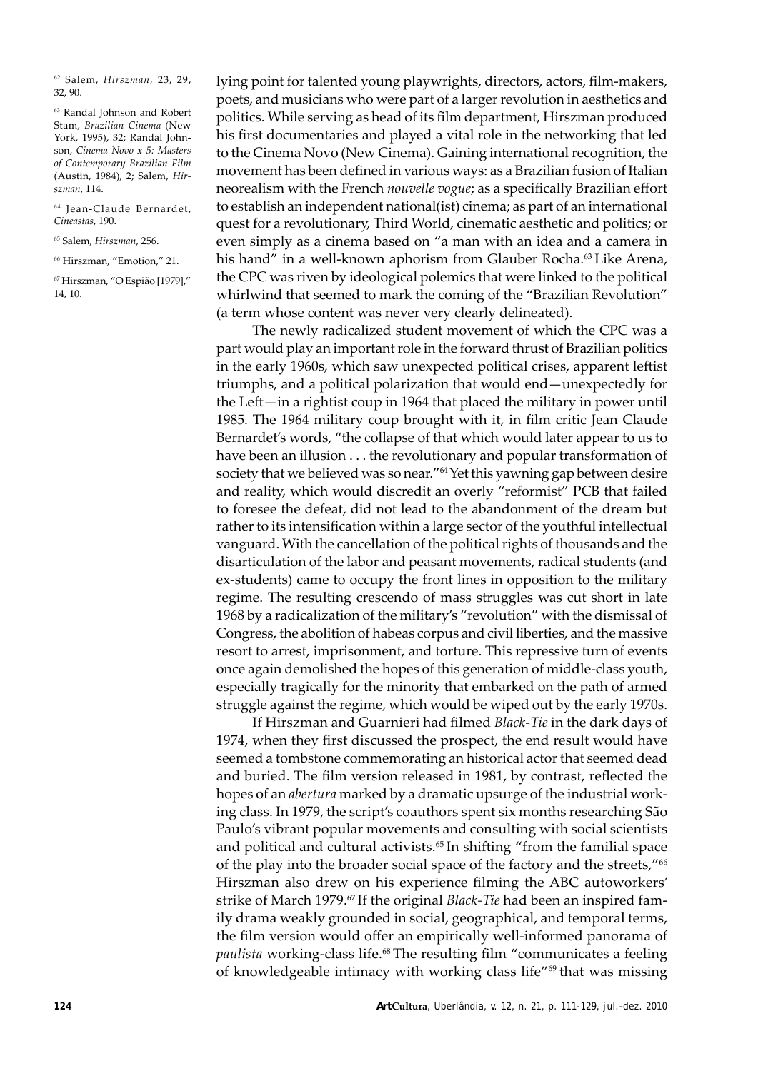lying point for talented young playwrights, directors, actors, film-makers, poets, and musicians who were part of a larger revolution in aesthetics and politics. While serving as head of its film department, Hirszman produced his first documentaries and played a vital role in the networking that led to the Cinema Novo (New Cinema). Gaining international recognition, the movement has been defined in various ways: as a Brazilian fusion of Italian neorealism with the French *nouvelle vogue*; as a specifically Brazilian effort to establish an independent national(ist) cinema; as part of an international quest for a revolutionary, Third World, cinematic aesthetic and politics; or even simply as a cinema based on "a man with an idea and a camera in his hand" in a well-known aphorism from Glauber Rocha.[63] Like Arena, the CPC was riven by ideological polemics that were linked to the political whirlwind that seemed to mark the coming of the "Brazilian Revolution" (a term whose content was never very clearly delineated).

The newly radicalized student movement of which the CPC was a part would play an important role in the forward thrust of Brazilian politics in the early 1960s, which saw unexpected political crises, apparent leftist triumphs, and a political polarization that would end—unexpectedly for the Left—in a rightist coup in 1964 that placed the military in power until 1985. The 1964 military coup brought with it, in film critic Jean Claude Bernardet's words, "the collapse of that which would later appear to us to have been an illusion . . . the revolutionary and popular transformation of society that we believed was so near."[64] Yet this yawning gap between desire and reality, which would discredit an overly "reformist" PCB that failed to foresee the defeat, did not lead to the abandonment of the dream but rather to its intensification within a large sector of the youthful intellectual vanguard. With the cancellation of the political rights of thousands and the disarticulation of the labor and peasant movements, radical students (and ex-students) came to occupy the front lines in opposition to the military regime. The resulting crescendo of mass struggles was cut short in late 1968 by a radicalization of the military's "revolution" with the dismissal of Congress, the abolition of habeas corpus and civil liberties, and the massive resort to arrest, imprisonment, and torture. This repressive turn of events once again demolished the hopes of this generation of middle-class youth, especially tragically for the minority that embarked on the path of armed struggle against the regime, which would be wiped out by the early 1970s.

If Hirszman and Guarnieri had filmed *Black-Tie* in the dark days of 1974, when they first discussed the prospect, the end result would have seemed a tombstone commemorating an historical actor that seemed dead and buried. The film version released in 1981, by contrast, reflected the hopes of an *abertura* marked by a dramatic upsurge of the industrial working class. In 1979, the script's coauthors spent six months researching São Paulo's vibrant popular movements and consulting with social scientists and political and cultural activists.[65] In shifting "from the familial space of the play into the broader social space of the factory and the streets,"[66] Hirszman also drew on his experience filming the ABC autoworkers' strike of March 1979.[67] If the original *Black-Tie* had been an inspired family drama weakly grounded in social, geographical, and temporal terms, the film version would offer an empirically well-informed panorama of *paulista* working-class life.[68] The resulting film "communicates a feeling of knowledgeable intimacy with working class life"[69] that was missing

---

[62] Salem, *Hirszman*, 23, 29, 32, 90.

[63] Randal Johnson and Robert Stam, *Brazilian Cinema* (New York, 1995), 32; Randal Johnson, *Cinema Novo x 5: Masters of Contemporary Brazilian Film* (Austin, 1984), 2; Salem, *Hirszman*, 114.

[64] Jean-Claude Bernardet, *Cineastas*, 190.

[65] Salem, *Hirszman*, 256.

[66] Hirszman, "Emotion," 21.

[67] Hirszman, "O Espião [1979]," 14, 10.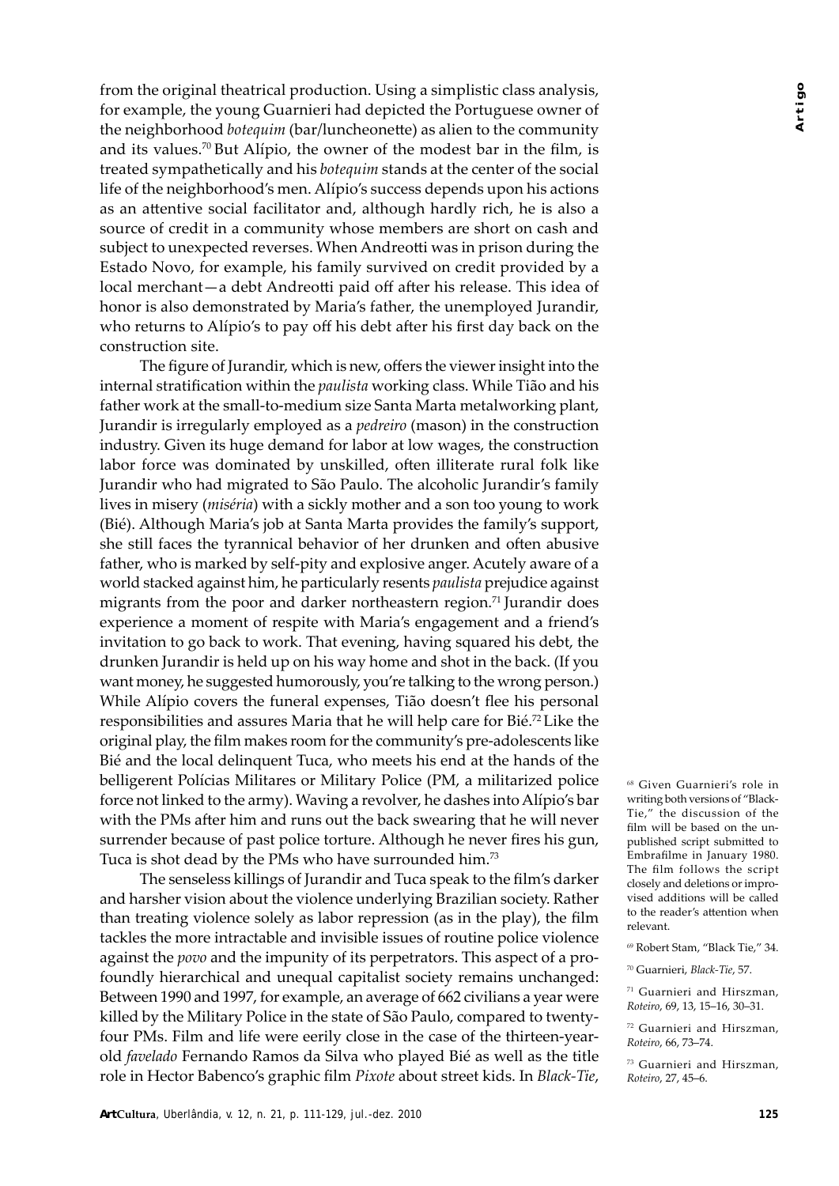from the original theatrical production. Using a simplistic class analysis, for example, the young Guarnieri had depicted the Portuguese owner of the neighborhood *botequim* (bar/luncheonette) as alien to the community and its values.[70] But Alípio, the owner of the modest bar in the film, is treated sympathetically and his *botequim* stands at the center of the social life of the neighborhood's men. Alípio's success depends upon his actions as an attentive social facilitator and, although hardly rich, he is also a source of credit in a community whose members are short on cash and subject to unexpected reverses. When Andreotti was in prison during the Estado Novo, for example, his family survived on credit provided by a local merchant—a debt Andreotti paid off after his release. This idea of honor is also demonstrated by Maria's father, the unemployed Jurandir, who returns to Alípio's to pay off his debt after his first day back on the construction site.

The figure of Jurandir, which is new, offers the viewer insight into the internal stratification within the *paulista* working class. While Tião and his father work at the small-to-medium size Santa Marta metalworking plant, Jurandir is irregularly employed as a *pedreiro* (mason) in the construction industry. Given its huge demand for labor at low wages, the construction labor force was dominated by unskilled, often illiterate rural folk like Jurandir who had migrated to São Paulo. The alcoholic Jurandir's family lives in misery (*miséria*) with a sickly mother and a son too young to work (Bié). Although Maria's job at Santa Marta provides the family's support, she still faces the tyrannical behavior of her drunken and often abusive father, who is marked by self-pity and explosive anger. Acutely aware of a world stacked against him, he particularly resents *paulista* prejudice against migrants from the poor and darker northeastern region.[71] Jurandir does experience a moment of respite with Maria's engagement and a friend's invitation to go back to work. That evening, having squared his debt, the drunken Jurandir is held up on his way home and shot in the back. (If you want money, he suggested humorously, you're talking to the wrong person.) While Alípio covers the funeral expenses, Tião doesn't flee his personal responsibilities and assures Maria that he will help care for Bié.[72] Like the original play, the film makes room for the community's pre-adolescents like Bié and the local delinquent Tuca, who meets his end at the hands of the belligerent Polícias Militares or Military Police (PM, a militarized police force not linked to the army). Waving a revolver, he dashes into Alípio's bar with the PMs after him and runs out the back swearing that he will never surrender because of past police torture. Although he never fires his gun, Tuca is shot dead by the PMs who have surrounded him.[73]

The senseless killings of Jurandir and Tuca speak to the film's darker and harsher vision about the violence underlying Brazilian society. Rather than treating violence solely as labor repression (as in the play), the film tackles the more intractable and invisible issues of routine police violence against the *povo* and the impunity of its perpetrators. This aspect of a profoundly hierarchical and unequal capitalist society remains unchanged: Between 1990 and 1997, for example, an average of 662 civilians a year were killed by the Military Police in the state of São Paulo, compared to twenty-four PMs. Film and life were eerily close in the case of the thirteen-year-old *favelado* Fernando Ramos da Silva who played Bié as well as the title role in Hector Babenco's graphic film *Pixote* about street kids. In *Black-Tie*,

---

[68] Given Guarnieri's role in writing both versions of "Black-Tie," the discussion of the film will be based on the unpublished script submitted to Embrafilme in January 1980. The film follows the script closely and deletions or improvised additions will be called to the reader's attention when relevant.

[69] Robert Stam, "Black Tie," 34.

[70] Guarnieri, *Black-Tie*, 57.

[71] Guarnieri and Hirszman, *Roteiro*, 69, 13, 15–16, 30–31.

[72] Guarnieri and Hirszman, *Roteiro*, 66, 73–74.

[73] Guarnieri and Hirszman, *Roteiro*, 27, 45–6.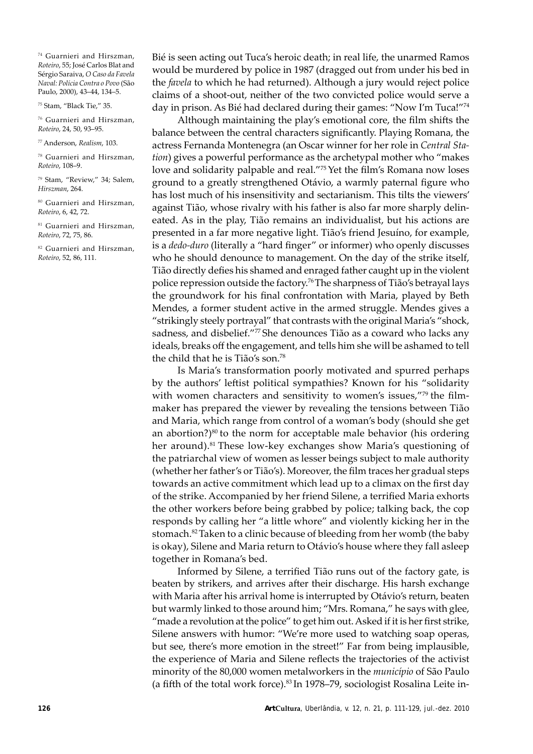Bié is seen acting out Tuca's heroic death; in real life, the unarmed Ramos would be murdered by police in 1987 (dragged out from under his bed in the *favela* to which he had returned). Although a jury would reject police claims of a shoot-out, neither of the two convicted police would serve a day in prison. As Bié had declared during their games: "Now I'm Tuca!"[74]

Although maintaining the play's emotional core, the film shifts the balance between the central characters significantly. Playing Romana, the actress Fernanda Montenegra (an Oscar winner for her role in *Central Station*) gives a powerful performance as the archetypal mother who "makes love and solidarity palpable and real."[75] Yet the film's Romana now loses ground to a greatly strengthened Otávio, a warmly paternal figure who has lost much of his insensitivity and sectarianism. This tilts the viewers' against Tião, whose rivalry with his father is also far more sharply delineated. As in the play, Tião remains an individualist, but his actions are presented in a far more negative light. Tião's friend Jesuíno, for example, is a *dedo-duro* (literally a "hard finger" or informer) who openly discusses who he should denounce to management. On the day of the strike itself, Tião directly defies his shamed and enraged father caught up in the violent police repression outside the factory.[76] The sharpness of Tião's betrayal lays the groundwork for his final confrontation with Maria, played by Beth Mendes, a former student active in the armed struggle. Mendes gives a "strikingly steely portrayal" that contrasts with the original Maria's "shock, sadness, and disbelief."[77] She denounces Tião as a coward who lacks any ideals, breaks off the engagement, and tells him she will be ashamed to tell the child that he is Tião's son.[78]

Is Maria's transformation poorly motivated and spurred perhaps by the authors' leftist political sympathies? Known for his "solidarity with women characters and sensitivity to women's issues,"[79] the filmmaker has prepared the viewer by revealing the tensions between Tião and Maria, which range from control of a woman's body (should she get an abortion?)[80] to the norm for acceptable male behavior (his ordering her around).[81] These low-key exchanges show Maria's questioning of the patriarchal view of women as lesser beings subject to male authority (whether her father's or Tião's). Moreover, the film traces her gradual steps towards an active commitment which lead up to a climax on the first day of the strike. Accompanied by her friend Silene, a terrified Maria exhorts the other workers before being grabbed by police; talking back, the cop responds by calling her "a little whore" and violently kicking her in the stomach.[82] Taken to a clinic because of bleeding from her womb (the baby is okay), Silene and Maria return to Otávio's house where they fall asleep together in Romana's bed.

Informed by Silene, a terrified Tião runs out of the factory gate, is beaten by strikers, and arrives after their discharge. His harsh exchange with Maria after his arrival home is interrupted by Otávio's return, beaten but warmly linked to those around him; "Mrs. Romana," he says with glee, "made a revolution at the police" to get him out. Asked if it is her first strike, Silene answers with humor: "We're more used to watching soap operas, but see, there's more emotion in the street!" Far from being implausible, the experience of Maria and Silene reflects the trajectories of the activist minority of the 80,000 women metalworkers in the *município* of São Paulo (a fifth of the total work force).[83] In 1978–79, sociologist Rosalina Leite in-

[74] Guarnieri and Hirszman, *Roteiro*, 55; José Carlos Blat and Sérgio Saraiva, *O Caso da Favela Naval: Polícia Contra o Povo* (São Paulo, 2000), 43–44, 134–5.

[75] Stam, "Black Tie," 35.

[76] Guarnieri and Hirszman, *Roteiro*, 24, 50, 93–95.

[77] Anderson, *Realism*, 103.

[78] Guarnieri and Hirszman, *Roteiro*, 108–9.

[79] Stam, "Review," 34; Salem, *Hirszman*, 264.

[80] Guarnieri and Hirszman, *Roteiro*, 6, 42, 72.

[81] Guarnieri and Hirszman, *Roteiro*, 72, 75, 86.

[82] Guarnieri and Hirszman, *Roteiro*, 52, 86, 111.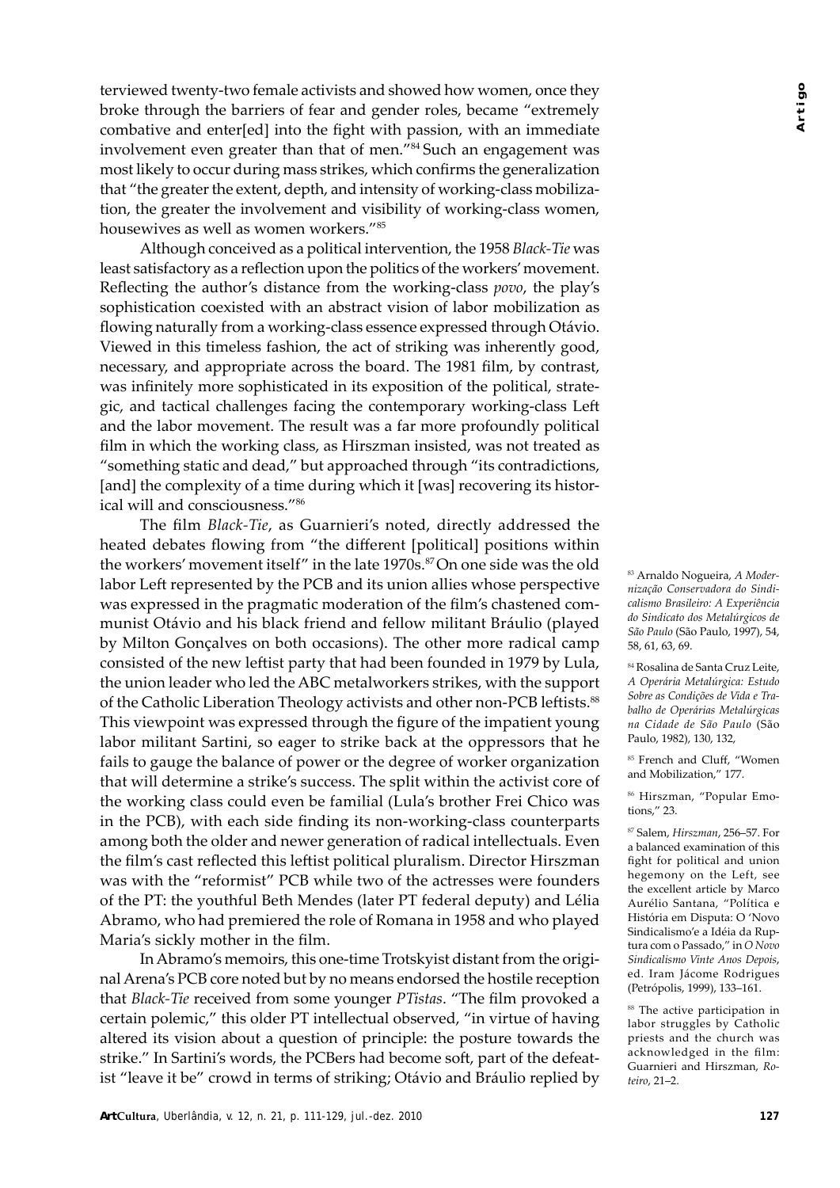terviewed twenty-two female activists and showed how women, once they broke through the barriers of fear and gender roles, became "extremely combative and enter[ed] into the fight with passion, with an immediate involvement even greater than that of men."[84] Such an engagement was most likely to occur during mass strikes, which confirms the generalization that "the greater the extent, depth, and intensity of working-class mobilization, the greater the involvement and visibility of working-class women, housewives as well as women workers."[85]

Although conceived as a political intervention, the 1958 *Black-Tie* was least satisfactory as a reflection upon the politics of the workers' movement. Reflecting the author's distance from the working-class *povo*, the play's sophistication coexisted with an abstract vision of labor mobilization as flowing naturally from a working-class essence expressed through Otávio. Viewed in this timeless fashion, the act of striking was inherently good, necessary, and appropriate across the board. The 1981 film, by contrast, was infinitely more sophisticated in its exposition of the political, strategic, and tactical challenges facing the contemporary working-class Left and the labor movement. The result was a far more profoundly political film in which the working class, as Hirszman insisted, was not treated as "something static and dead," but approached through "its contradictions, [and] the complexity of a time during which it [was] recovering its historical will and consciousness."[86]

The film *Black-Tie*, as Guarnieri's noted, directly addressed the heated debates flowing from "the different [political] positions within the workers' movement itself" in the late 1970s.[87] On one side was the old labor Left represented by the PCB and its union allies whose perspective was expressed in the pragmatic moderation of the film's chastened communist Otávio and his black friend and fellow militant Bráulio (played by Milton Gonçalves on both occasions). The other more radical camp consisted of the new leftist party that had been founded in 1979 by Lula, the union leader who led the ABC metalworkers strikes, with the support of the Catholic Liberation Theology activists and other non-PCB leftists.[88] This viewpoint was expressed through the figure of the impatient young labor militant Sartini, so eager to strike back at the oppressors that he fails to gauge the balance of power or the degree of worker organization that will determine a strike's success. The split within the activist core of the working class could even be familial (Lula's brother Frei Chico was in the PCB), with each side finding its non-working-class counterparts among both the older and newer generation of radical intellectuals. Even the film's cast reflected this leftist political pluralism. Director Hirszman was with the "reformist" PCB while two of the actresses were founders of the PT: the youthful Beth Mendes (later PT federal deputy) and Lélia Abramo, who had premiered the role of Romana in 1958 and who played Maria's sickly mother in the film.

In Abramo's memoirs, this one-time Trotskyist distant from the original Arena's PCB core noted but by no means endorsed the hostile reception that *Black-Tie* received from some younger *PTistas*. "The film provoked a certain polemic," this older PT intellectual observed, "in virtue of having altered its vision about a question of principle: the posture towards the strike." In Sartini's words, the PCBers had become soft, part of the defeatist "leave it be" crowd in terms of striking; Otávio and Bráulio replied by

[83] Arnaldo Nogueira, *A Modernização Conservadora do Sindicalismo Brasileiro: A Experiência do Sindicato dos Metalúrgicos de São Paulo* (São Paulo, 1997), 54, 58, 61, 63, 69.

[84] Rosalina de Santa Cruz Leite, *A Operária Metalúrgica: Estudo Sobre as Condições de Vida e Trabalho de Operárias Metalúrgicas na Cidade de São Paulo* (São Paulo, 1982), 130, 132,

[85] French and Cluff, "Women and Mobilization," 177.

[86] Hirszman, "Popular Emotions," 23.

[87] Salem, *Hirszman*, 256–57. For a balanced examination of this fight for political and union hegemony on the Left, see the excellent article by Marco Aurélio Santana, "Política e História em Disputa: O 'Novo Sindicalismo'e a Idéia da Ruptura com o Passado," in *O Novo Sindicalismo Vinte Anos Depois*, ed. Iram Jácome Rodrigues (Petrópolis, 1999), 133–161.

[88] The active participation in labor struggles by Catholic priests and the church was acknowledged in the film: Guarnieri and Hirszman, *Roteiro*, 21–2.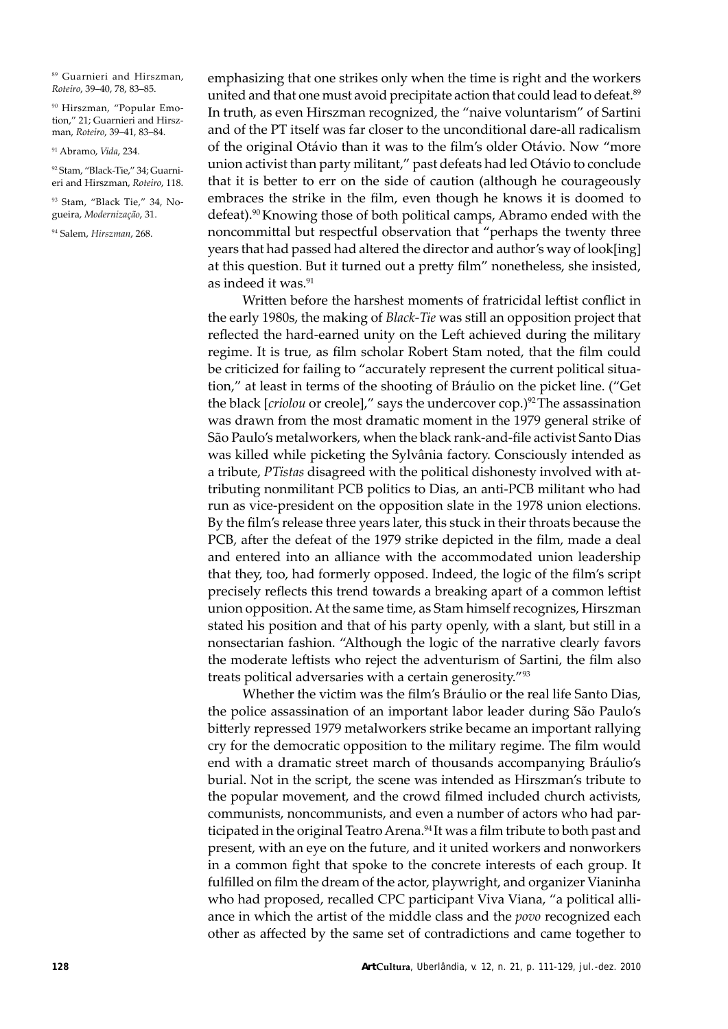emphasizing that one strikes only when the time is right and the workers united and that one must avoid precipitate action that could lead to defeat.[89] In truth, as even Hirszman recognized, the "naive voluntarism" of Sartini and of the PT itself was far closer to the unconditional dare-all radicalism of the original Otávio than it was to the film's older Otávio. Now "more union activist than party militant," past defeats had led Otávio to conclude that it is better to err on the side of caution (although he courageously embraces the strike in the film, even though he knows it is doomed to defeat).[90] Knowing those of both political camps, Abramo ended with the noncommittal but respectful observation that "perhaps the twenty three years that had passed had altered the director and author's way of look[ing] at this question. But it turned out a pretty film" nonetheless, she insisted, as indeed it was.[91]

Written before the harshest moments of fratricidal leftist conflict in the early 1980s, the making of *Black-Tie* was still an opposition project that reflected the hard-earned unity on the Left achieved during the military regime. It is true, as film scholar Robert Stam noted, that the film could be criticized for failing to "accurately represent the current political situation," at least in terms of the shooting of Bráulio on the picket line. ("Get the black [*criolou* or creole]," says the undercover cop.)[92] The assassination was drawn from the most dramatic moment in the 1979 general strike of São Paulo's metalworkers, when the black rank-and-file activist Santo Dias was killed while picketing the Sylvânia factory. Consciously intended as a tribute, *PTistas* disagreed with the political dishonesty involved with attributing nonmilitant PCB politics to Dias, an anti-PCB militant who had run as vice-president on the opposition slate in the 1978 union elections. By the film's release three years later, this stuck in their throats because the PCB, after the defeat of the 1979 strike depicted in the film, made a deal and entered into an alliance with the accommodated union leadership that they, too, had formerly opposed. Indeed, the logic of the film's script precisely reflects this trend towards a breaking apart of a common leftist union opposition. At the same time, as Stam himself recognizes, Hirszman stated his position and that of his party openly, with a slant, but still in a nonsectarian fashion. "Although the logic of the narrative clearly favors the moderate leftists who reject the adventurism of Sartini, the film also treats political adversaries with a certain generosity."[93]

Whether the victim was the film's Bráulio or the real life Santo Dias, the police assassination of an important labor leader during São Paulo's bitterly repressed 1979 metalworkers strike became an important rallying cry for the democratic opposition to the military regime. The film would end with a dramatic street march of thousands accompanying Bráulio's burial. Not in the script, the scene was intended as Hirszman's tribute to the popular movement, and the crowd filmed included church activists, communists, noncommunists, and even a number of actors who had participated in the original Teatro Arena.[94] It was a film tribute to both past and present, with an eye on the future, and it united workers and nonworkers in a common fight that spoke to the concrete interests of each group. It fulfilled on film the dream of the actor, playwright, and organizer Vianinha who had proposed, recalled CPC participant Viva Viana, "a political alliance in which the artist of the middle class and the *povo* recognized each other as affected by the same set of contradictions and came together to

---

[89] Guarnieri and Hirszman, *Roteiro*, 39–40, 78, 83–85.

[90] Hirszman, "Popular Emotion," 21; Guarnieri and Hirszman, *Roteiro*, 39–41, 83–84.

[91] Abramo, *Vida*, 234.

[92] Stam, "Black-Tie," 34; Guarnieri and Hirszman, *Roteiro*, 118.

[93] Stam, "Black Tie," 34, Nogueira, *Modernização*, 31.

[94] Salem, *Hirszman*, 268.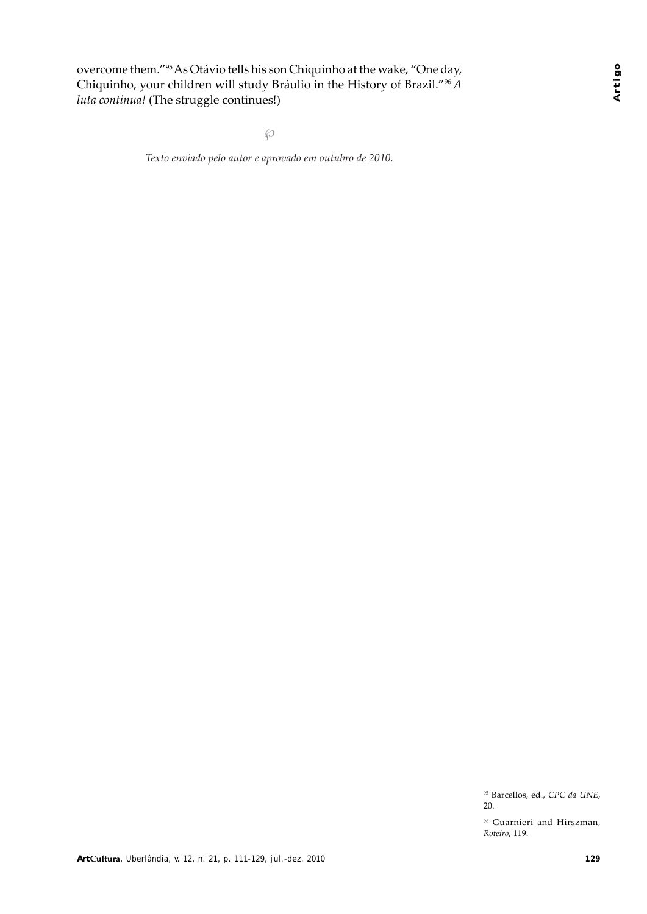overcome them."[95] As Otávio tells his son Chiquinho at the wake, "One day, Chiquinho, your children will study Bráulio in the History of Brazil."[96] *A luta continua!* (The struggle continues!)

℘

*Texto enviado pelo autor e aprovado em outubro de 2010.*

[95] Barcellos, ed., *CPC da UNE*, 20.

[96] Guarnieri and Hirszman, *Roteiro*, 119.